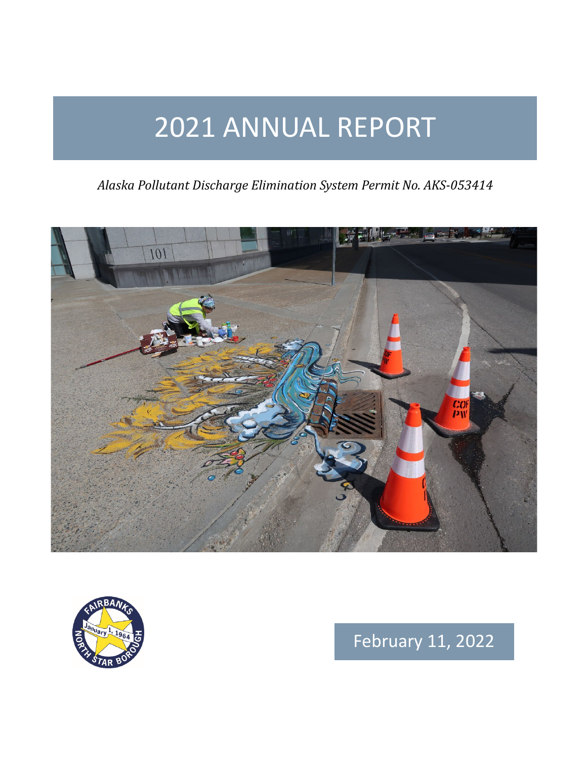# 2021 ANNUAL REPORT

*Alaska Pollutant Discharge Elimination System Permit No. AKS-053414*

February 11, 2022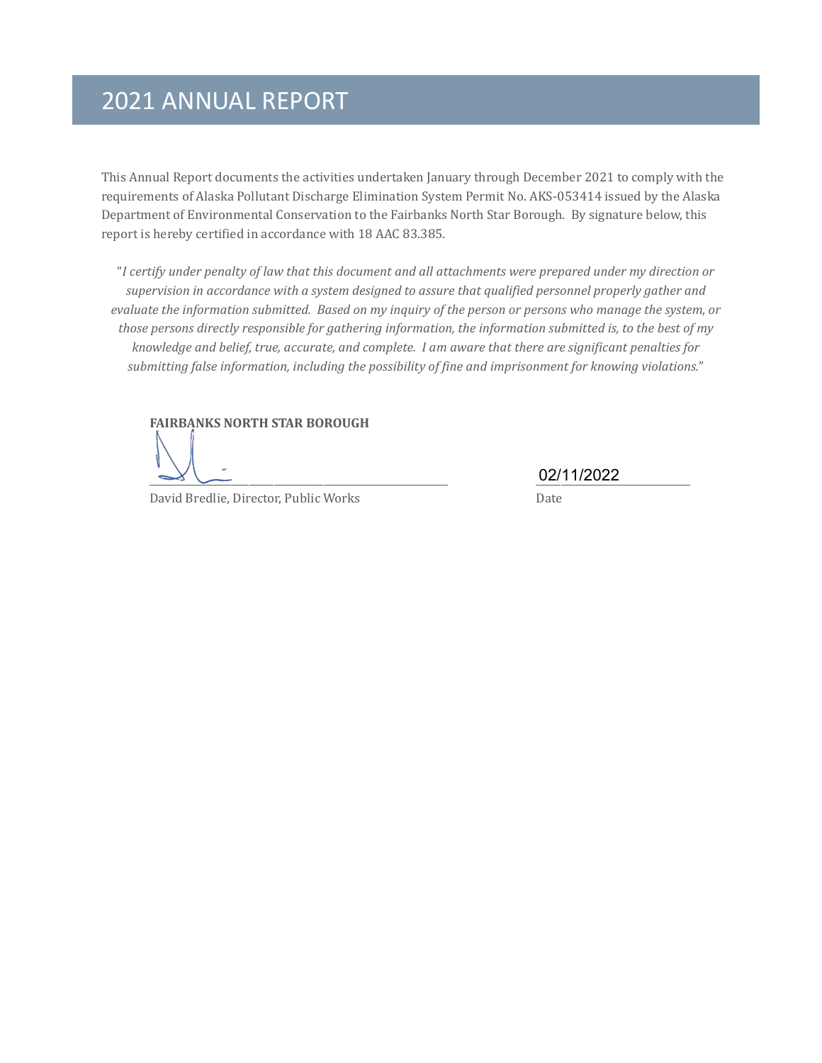# 2021 ANNUAL REPORT

This Annual Report documents the activities undertaken January through December 2021 to comply with the requirements of Alaska Pollutant Discharge Elimination System Permit No. AKS-053414 issued by the Alaska Department of Environmental Conservation to the Fairbanks North Star Borough. By signature below, this report is hereby certified in accordance with 18 AAC 83.385.

"*I certify under penalty of law that this document and all attachments were prepared under my direction or supervision in accordance with a system designed to assure that qualified personnel properly gather and evaluate the information submitted. Based on my inquiry of the person or persons who manage the system, or those persons directly responsible for gathering information, the information submitted is, to the best of my knowledge and belief, true, accurate, and complete. I am aware that there are significant penalties for submitting false information, including the possibility of fine and imprisonment for knowing violations.*"

**FAIRBANKS NORTH STAR BOROUGH**

\_\_\_\_\_\_\_\_\_\_\_\_\_\_\_\_\_\_\_\_\_\_\_\_\_\_\_\_\_\_\_\_\_\_\_\_\_\_\_\_ 02/11/2022

David Bredlie, Director, Public Works Date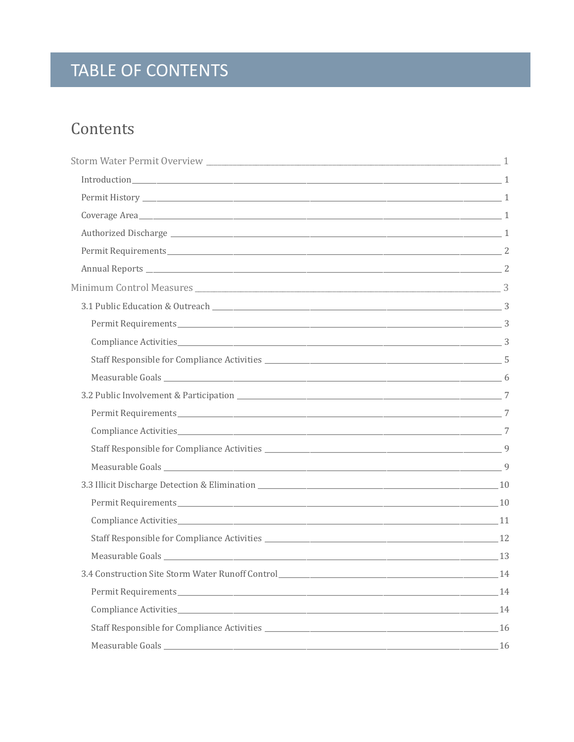# TABLE OF CONTENTS

## Contents

Storm Water Permit Overview ____ 1

- Introduction ____ 1
- Permit History ____ 1
- Coverage Area ____ 1
- Authorized Discharge ____ 1
- Permit Requirements ____ 2
- Annual Reports ____ 2

Minimum Control Measures ____ 3

- 3.1 Public Education & Outreach ____ 3
  - Permit Requirements ____ 3
  - Compliance Activities ____ 3
  - Staff Responsible for Compliance Activities ____ 5
  - Measurable Goals ____ 6
- 3.2 Public Involvement & Participation ____ 7
  - Permit Requirements ____ 7
  - Compliance Activities ____ 7
  - Staff Responsible for Compliance Activities ____ 9
  - Measurable Goals ____ 9
- 3.3 Illicit Discharge Detection & Elimination ____ 10
  - Permit Requirements ____ 10
  - Compliance Activities ____ 11
  - Staff Responsible for Compliance Activities ____ 12
  - Measurable Goals ____ 13
- 3.4 Construction Site Storm Water Runoff Control ____ 14
  - Permit Requirements ____ 14
  - Compliance Activities ____ 14
  - Staff Responsible for Compliance Activities ____ 16
  - Measurable Goals ____ 16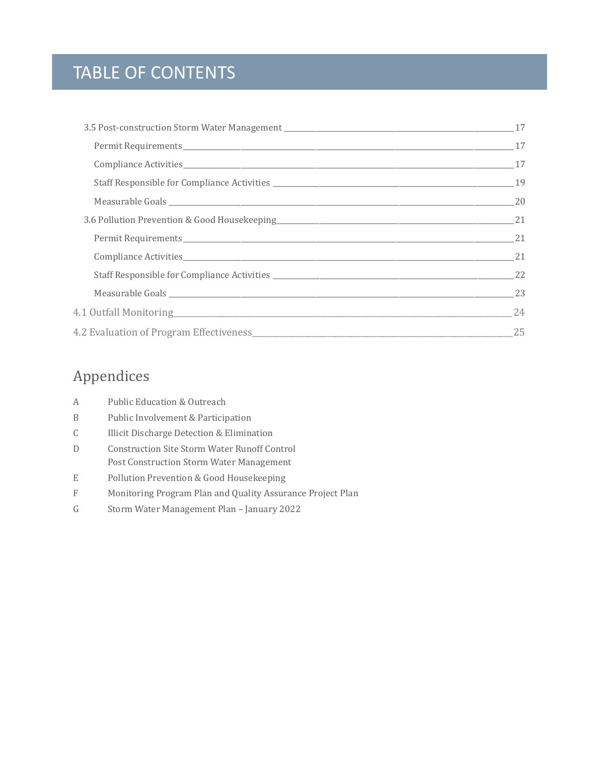# TABLE OF CONTENTS

- 3.5 Post-construction Storm Water Management ____ 17
  - Permit Requirements ____ 17
  - Compliance Activities ____ 17
  - Staff Responsible for Compliance Activities ____ 19
  - Measurable Goals ____ 20
- 3.6 Pollution Prevention & Good Housekeeping ____ 21
  - Permit Requirements ____ 21
  - Compliance Activities ____ 21
  - Staff Responsible for Compliance Activities ____ 22
  - Measurable Goals ____ 23

4.1 Outfall Monitoring ____ 24

4.2 Evaluation of Program Effectiveness ____ 25

## Appendices

| | |
|---|---|
| A | Public Education & Outreach |
| B | Public Involvement & Participation |
| C | Illicit Discharge Detection & Elimination |
| D | Construction Site Storm Water Runoff Control<br>Post Construction Storm Water Management |
| E | Pollution Prevention & Good Housekeeping |
| F | Monitoring Program Plan and Quality Assurance Project Plan |
| G | Storm Water Management Plan – January 2022 |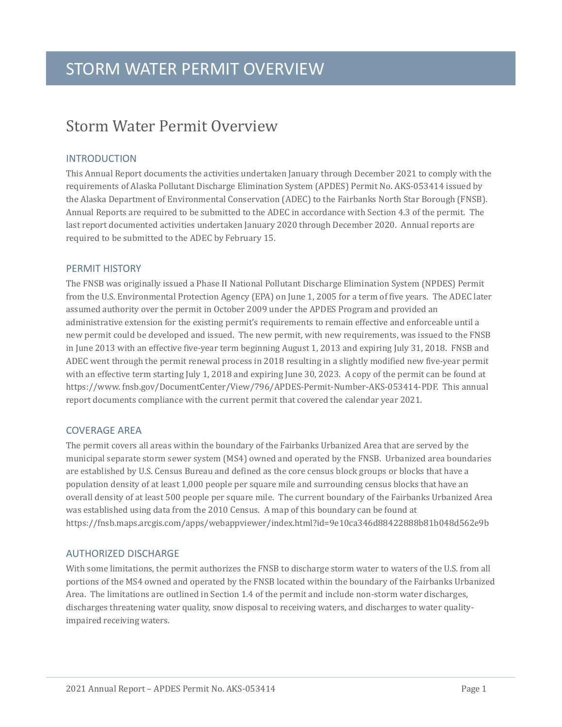# STORM WATER PERMIT OVERVIEW

## Storm Water Permit Overview

### INTRODUCTION

This Annual Report documents the activities undertaken January through December 2021 to comply with the requirements of Alaska Pollutant Discharge Elimination System (APDES) Permit No. AKS-053414 issued by the Alaska Department of Environmental Conservation (ADEC) to the Fairbanks North Star Borough (FNSB). Annual Reports are required to be submitted to the ADEC in accordance with Section 4.3 of the permit. The last report documented activities undertaken January 2020 through December 2020. Annual reports are required to be submitted to the ADEC by February 15.

### PERMIT HISTORY

The FNSB was originally issued a Phase II National Pollutant Discharge Elimination System (NPDES) Permit from the U.S. Environmental Protection Agency (EPA) on June 1, 2005 for a term of five years. The ADEC later assumed authority over the permit in October 2009 under the APDES Program and provided an administrative extension for the existing permit's requirements to remain effective and enforceable until a new permit could be developed and issued. The new permit, with new requirements, was issued to the FNSB in June 2013 with an effective five-year term beginning August 1, 2013 and expiring July 31, 2018. FNSB and ADEC went through the permit renewal process in 2018 resulting in a slightly modified new five-year permit with an effective term starting July 1, 2018 and expiring June 30, 2023. A copy of the permit can be found at https://www. fnsb.gov/DocumentCenter/View/796/APDES-Permit-Number-AKS-053414-PDF. This annual report documents compliance with the current permit that covered the calendar year 2021.

### COVERAGE AREA

The permit covers all areas within the boundary of the Fairbanks Urbanized Area that are served by the municipal separate storm sewer system (MS4) owned and operated by the FNSB. Urbanized area boundaries are established by U.S. Census Bureau and defined as the core census block groups or blocks that have a population density of at least 1,000 people per square mile and surrounding census blocks that have an overall density of at least 500 people per square mile. The current boundary of the Fairbanks Urbanized Area was established using data from the 2010 Census. A map of this boundary can be found at https://fnsb.maps.arcgis.com/apps/webappviewer/index.html?id=9e10ca346d88422888b81b048d562e9b

### AUTHORIZED DISCHARGE

With some limitations, the permit authorizes the FNSB to discharge storm water to waters of the U.S. from all portions of the MS4 owned and operated by the FNSB located within the boundary of the Fairbanks Urbanized Area. The limitations are outlined in Section 1.4 of the permit and include non-storm water discharges, discharges threatening water quality, snow disposal to receiving waters, and discharges to water quality-impaired receiving waters.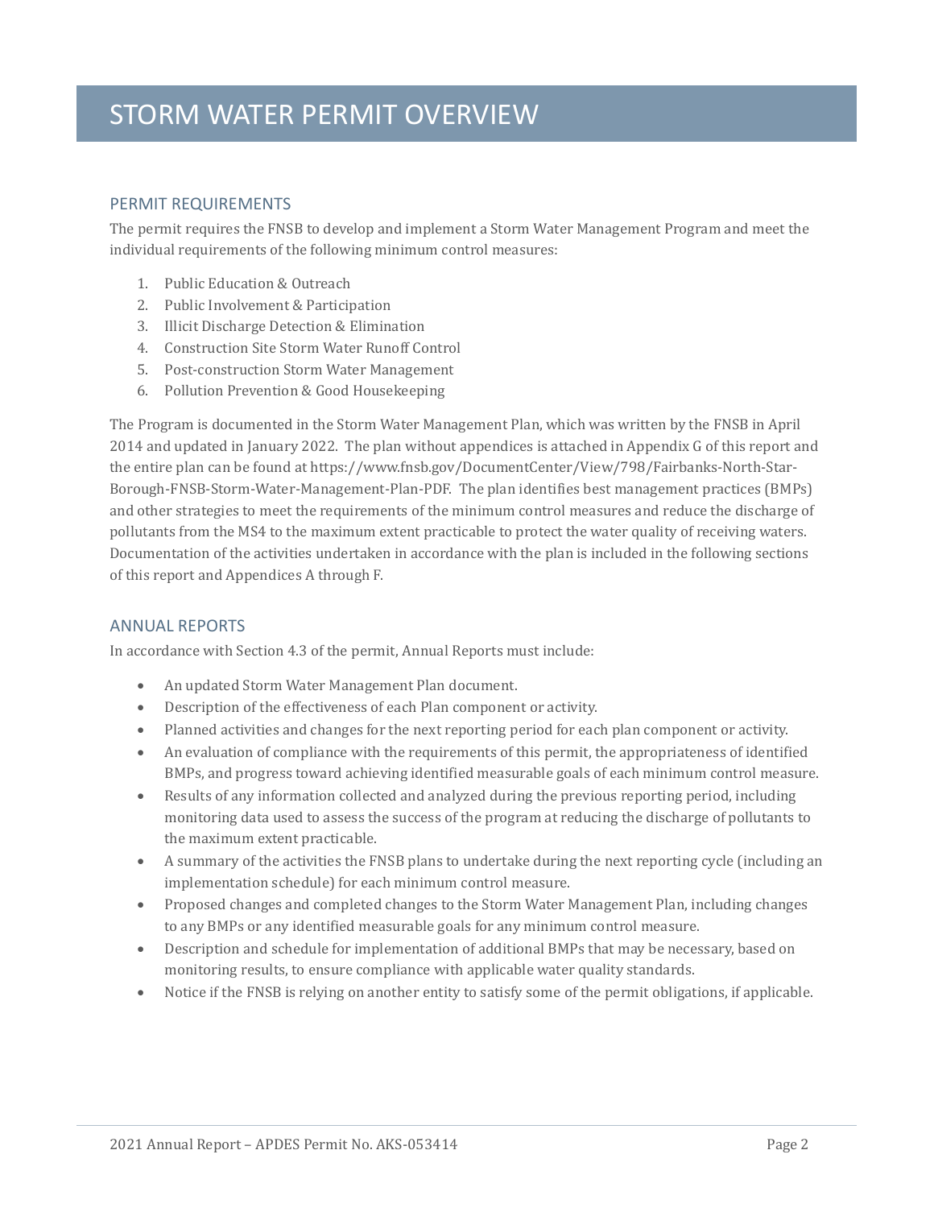# STORM WATER PERMIT OVERVIEW

## PERMIT REQUIREMENTS

The permit requires the FNSB to develop and implement a Storm Water Management Program and meet the individual requirements of the following minimum control measures:

1. Public Education & Outreach
2. Public Involvement & Participation
3. Illicit Discharge Detection & Elimination
4. Construction Site Storm Water Runoff Control
5. Post-construction Storm Water Management
6. Pollution Prevention & Good Housekeeping

The Program is documented in the Storm Water Management Plan, which was written by the FNSB in April 2014 and updated in January 2022. The plan without appendices is attached in Appendix G of this report and the entire plan can be found at https://www.fnsb.gov/DocumentCenter/View/798/Fairbanks-North-Star-Borough-FNSB-Storm-Water-Management-Plan-PDF. The plan identifies best management practices (BMPs) and other strategies to meet the requirements of the minimum control measures and reduce the discharge of pollutants from the MS4 to the maximum extent practicable to protect the water quality of receiving waters. Documentation of the activities undertaken in accordance with the plan is included in the following sections of this report and Appendices A through F.

## ANNUAL REPORTS

In accordance with Section 4.3 of the permit, Annual Reports must include:

- An updated Storm Water Management Plan document.
- Description of the effectiveness of each Plan component or activity.
- Planned activities and changes for the next reporting period for each plan component or activity.
- An evaluation of compliance with the requirements of this permit, the appropriateness of identified BMPs, and progress toward achieving identified measurable goals of each minimum control measure.
- Results of any information collected and analyzed during the previous reporting period, including monitoring data used to assess the success of the program at reducing the discharge of pollutants to the maximum extent practicable.
- A summary of the activities the FNSB plans to undertake during the next reporting cycle (including an implementation schedule) for each minimum control measure.
- Proposed changes and completed changes to the Storm Water Management Plan, including changes to any BMPs or any identified measurable goals for any minimum control measure.
- Description and schedule for implementation of additional BMPs that may be necessary, based on monitoring results, to ensure compliance with applicable water quality standards.
- Notice if the FNSB is relying on another entity to satisfy some of the permit obligations, if applicable.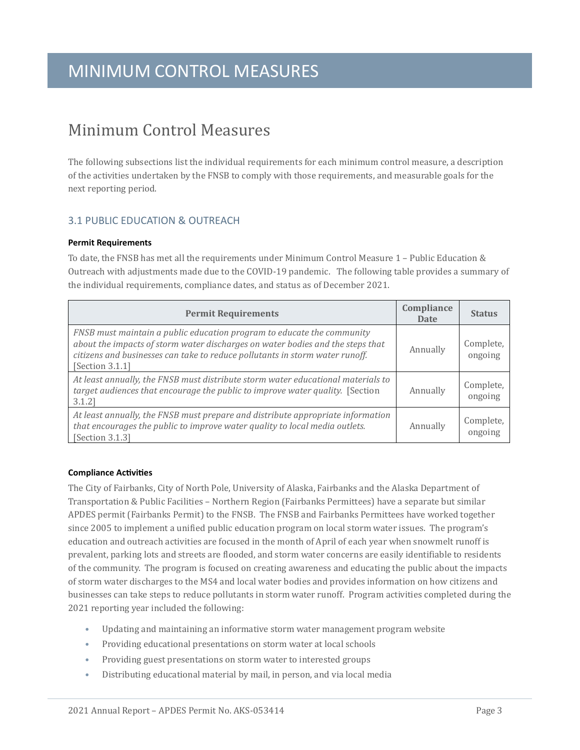# MINIMUM CONTROL MEASURES

## Minimum Control Measures

The following subsections list the individual requirements for each minimum control measure, a description of the activities undertaken by the FNSB to comply with those requirements, and measurable goals for the next reporting period.

### 3.1 PUBLIC EDUCATION & OUTREACH

**Permit Requirements**

To date, the FNSB has met all the requirements under Minimum Control Measure 1 – Public Education & Outreach with adjustments made due to the COVID-19 pandemic. The following table provides a summary of the individual requirements, compliance dates, and status as of December 2021.

| Permit Requirements | Compliance Date | Status |
|---|---|---|
| *FNSB must maintain a public education program to educate the community about the impacts of storm water discharges on water bodies and the steps that citizens and businesses can take to reduce pollutants in storm water runoff.* [Section 3.1.1] | Annually | Complete, ongoing |
| *At least annually, the FNSB must distribute storm water educational materials to target audiences that encourage the public to improve water quality.* [Section 3.1.2] | Annually | Complete, ongoing |
| *At least annually, the FNSB must prepare and distribute appropriate information that encourages the public to improve water quality to local media outlets.* [Section 3.1.3] | Annually | Complete, ongoing |

**Compliance Activities**

The City of Fairbanks, City of North Pole, University of Alaska, Fairbanks and the Alaska Department of Transportation & Public Facilities – Northern Region (Fairbanks Permittees) have a separate but similar APDES permit (Fairbanks Permit) to the FNSB. The FNSB and Fairbanks Permittees have worked together since 2005 to implement a unified public education program on local storm water issues. The program's education and outreach activities are focused in the month of April of each year when snowmelt runoff is prevalent, parking lots and streets are flooded, and storm water concerns are easily identifiable to residents of the community. The program is focused on creating awareness and educating the public about the impacts of storm water discharges to the MS4 and local water bodies and provides information on how citizens and businesses can take steps to reduce pollutants in storm water runoff. Program activities completed during the 2021 reporting year included the following:

- Updating and maintaining an informative storm water management program website
- Providing educational presentations on storm water at local schools
- Providing guest presentations on storm water to interested groups
- Distributing educational material by mail, in person, and via local media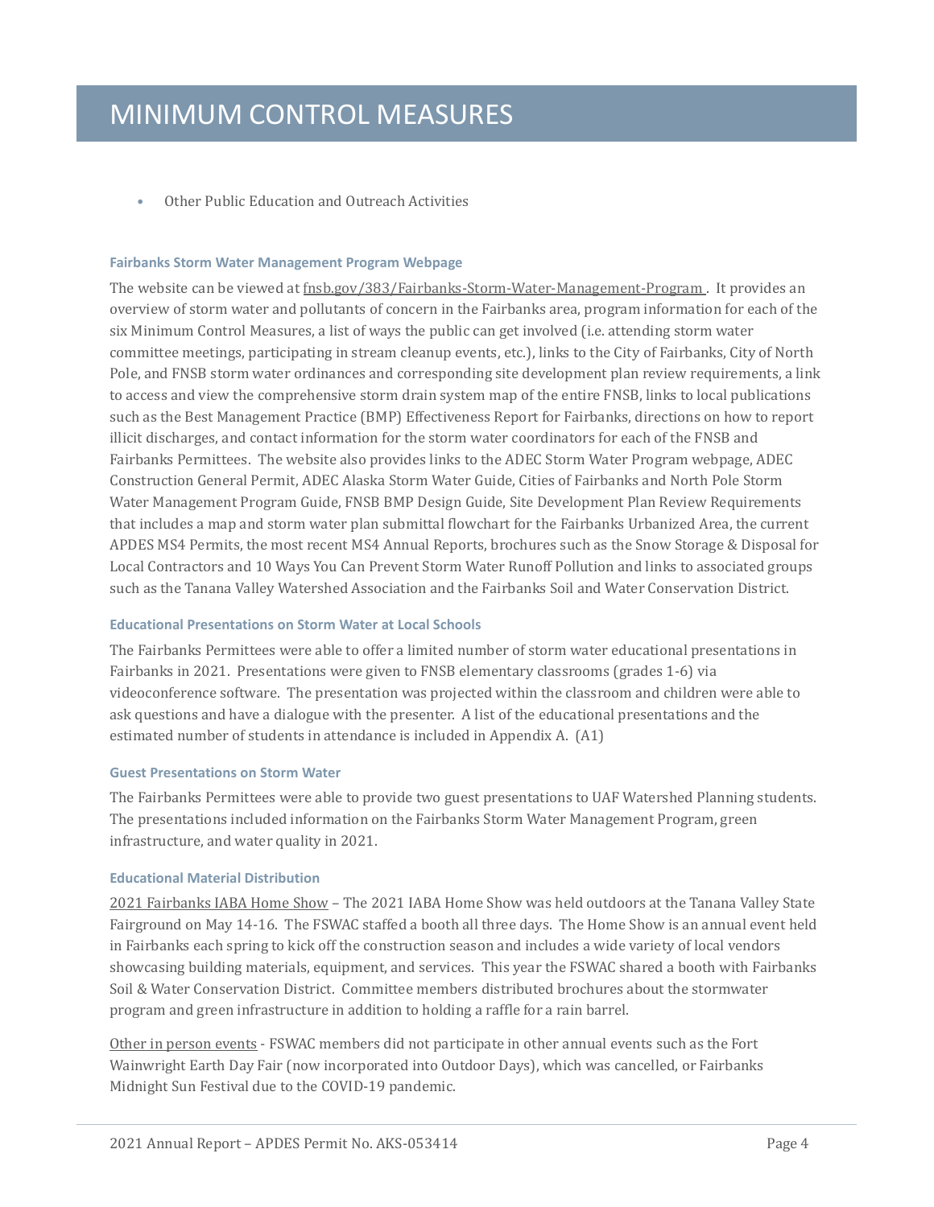# MINIMUM CONTROL MEASURES

- Other Public Education and Outreach Activities

### Fairbanks Storm Water Management Program Webpage

The website can be viewed at fnsb.gov/383/Fairbanks-Storm-Water-Management-Program . It provides an overview of storm water and pollutants of concern in the Fairbanks area, program information for each of the six Minimum Control Measures, a list of ways the public can get involved (i.e. attending storm water committee meetings, participating in stream cleanup events, etc.), links to the City of Fairbanks, City of North Pole, and FNSB storm water ordinances and corresponding site development plan review requirements, a link to access and view the comprehensive storm drain system map of the entire FNSB, links to local publications such as the Best Management Practice (BMP) Effectiveness Report for Fairbanks, directions on how to report illicit discharges, and contact information for the storm water coordinators for each of the FNSB and Fairbanks Permittees. The website also provides links to the ADEC Storm Water Program webpage, ADEC Construction General Permit, ADEC Alaska Storm Water Guide, Cities of Fairbanks and North Pole Storm Water Management Program Guide, FNSB BMP Design Guide, Site Development Plan Review Requirements that includes a map and storm water plan submittal flowchart for the Fairbanks Urbanized Area, the current APDES MS4 Permits, the most recent MS4 Annual Reports, brochures such as the Snow Storage & Disposal for Local Contractors and 10 Ways You Can Prevent Storm Water Runoff Pollution and links to associated groups such as the Tanana Valley Watershed Association and the Fairbanks Soil and Water Conservation District.

### Educational Presentations on Storm Water at Local Schools

The Fairbanks Permittees were able to offer a limited number of storm water educational presentations in Fairbanks in 2021. Presentations were given to FNSB elementary classrooms (grades 1-6) via videoconference software. The presentation was projected within the classroom and children were able to ask questions and have a dialogue with the presenter. A list of the educational presentations and the estimated number of students in attendance is included in Appendix A. (A1)

### Guest Presentations on Storm Water

The Fairbanks Permittees were able to provide two guest presentations to UAF Watershed Planning students. The presentations included information on the Fairbanks Storm Water Management Program, green infrastructure, and water quality in 2021.

### Educational Material Distribution

2021 Fairbanks IABA Home Show – The 2021 IABA Home Show was held outdoors at the Tanana Valley State Fairground on May 14-16. The FSWAC staffed a booth all three days. The Home Show is an annual event held in Fairbanks each spring to kick off the construction season and includes a wide variety of local vendors showcasing building materials, equipment, and services. This year the FSWAC shared a booth with Fairbanks Soil & Water Conservation District. Committee members distributed brochures about the stormwater program and green infrastructure in addition to holding a raffle for a rain barrel.

Other in person events - FSWAC members did not participate in other annual events such as the Fort Wainwright Earth Day Fair (now incorporated into Outdoor Days), which was cancelled, or Fairbanks Midnight Sun Festival due to the COVID-19 pandemic.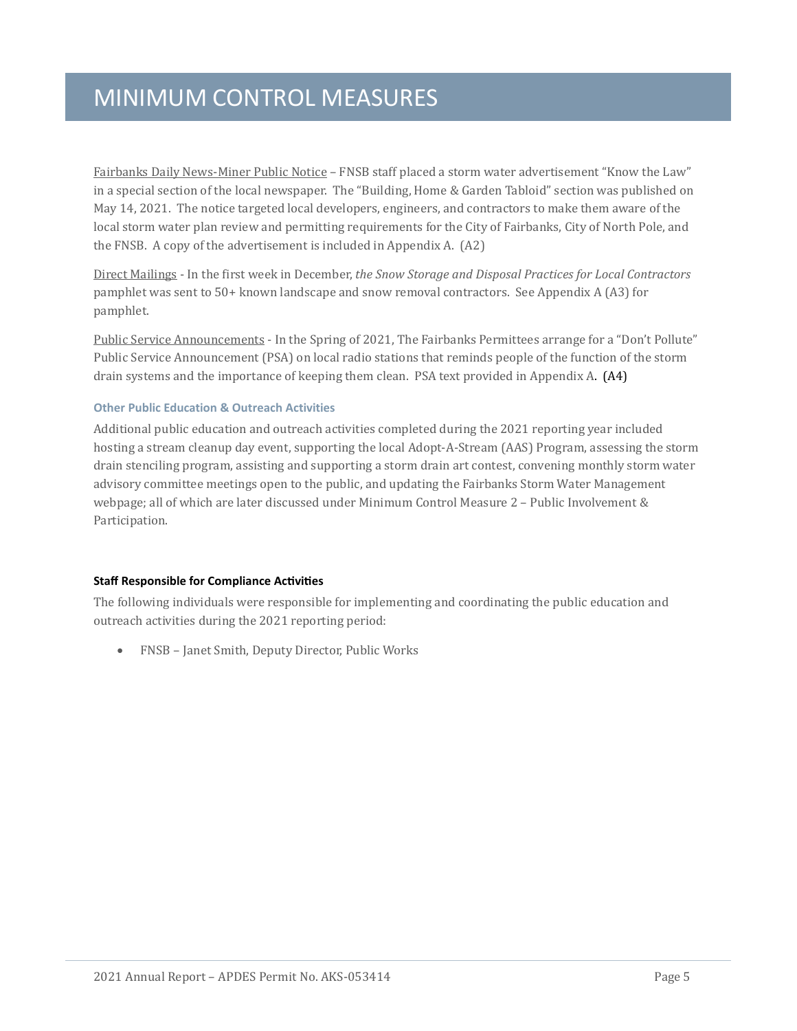# MINIMUM CONTROL MEASURES

Fairbanks Daily News-Miner Public Notice – FNSB staff placed a storm water advertisement "Know the Law" in a special section of the local newspaper. The "Building, Home & Garden Tabloid" section was published on May 14, 2021. The notice targeted local developers, engineers, and contractors to make them aware of the local storm water plan review and permitting requirements for the City of Fairbanks, City of North Pole, and the FNSB. A copy of the advertisement is included in Appendix A. (A2)

Direct Mailings - In the first week in December, *the Snow Storage and Disposal Practices for Local Contractors* pamphlet was sent to 50+ known landscape and snow removal contractors. See Appendix A (A3) for pamphlet.

Public Service Announcements - In the Spring of 2021, The Fairbanks Permittees arrange for a "Don't Pollute" Public Service Announcement (PSA) on local radio stations that reminds people of the function of the storm drain systems and the importance of keeping them clean. PSA text provided in Appendix A. (A4)

### Other Public Education & Outreach Activities

Additional public education and outreach activities completed during the 2021 reporting year included hosting a stream cleanup day event, supporting the local Adopt-A-Stream (AAS) Program, assessing the storm drain stenciling program, assisting and supporting a storm drain art contest, convening monthly storm water advisory committee meetings open to the public, and updating the Fairbanks Storm Water Management webpage; all of which are later discussed under Minimum Control Measure 2 – Public Involvement & Participation.

**Staff Responsible for Compliance Activities**

The following individuals were responsible for implementing and coordinating the public education and outreach activities during the 2021 reporting period:

- FNSB – Janet Smith, Deputy Director, Public Works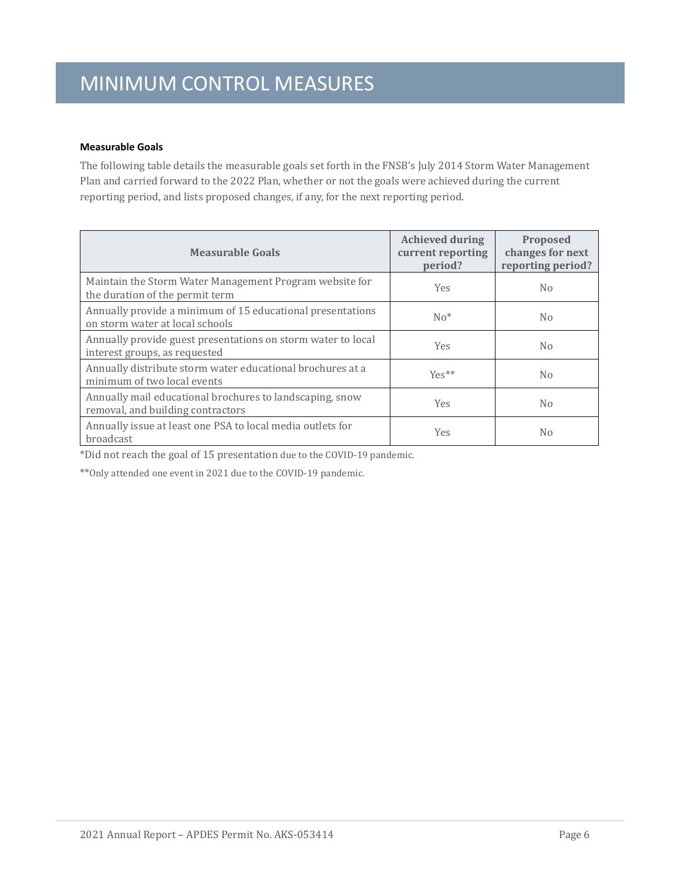# MINIMUM CONTROL MEASURES

**Measurable Goals**

The following table details the measurable goals set forth in the FNSB's July 2014 Storm Water Management Plan and carried forward to the 2022 Plan, whether or not the goals were achieved during the current reporting period, and lists proposed changes, if any, for the next reporting period.

| Measurable Goals | Achieved during current reporting period? | Proposed changes for next reporting period? |
|---|---|---|
| Maintain the Storm Water Management Program website for the duration of the permit term | Yes | No |
| Annually provide a minimum of 15 educational presentations on storm water at local schools | No* | No |
| Annually provide guest presentations on storm water to local interest groups, as requested | Yes | No |
| Annually distribute storm water educational brochures at a minimum of two local events | Yes** | No |
| Annually mail educational brochures to landscaping, snow removal, and building contractors | Yes | No |
| Annually issue at least one PSA to local media outlets for broadcast | Yes | No |

*Did not reach the goal of 15 presentation due to the COVID-19 pandemic.

**Only attended one event in 2021 due to the COVID-19 pandemic.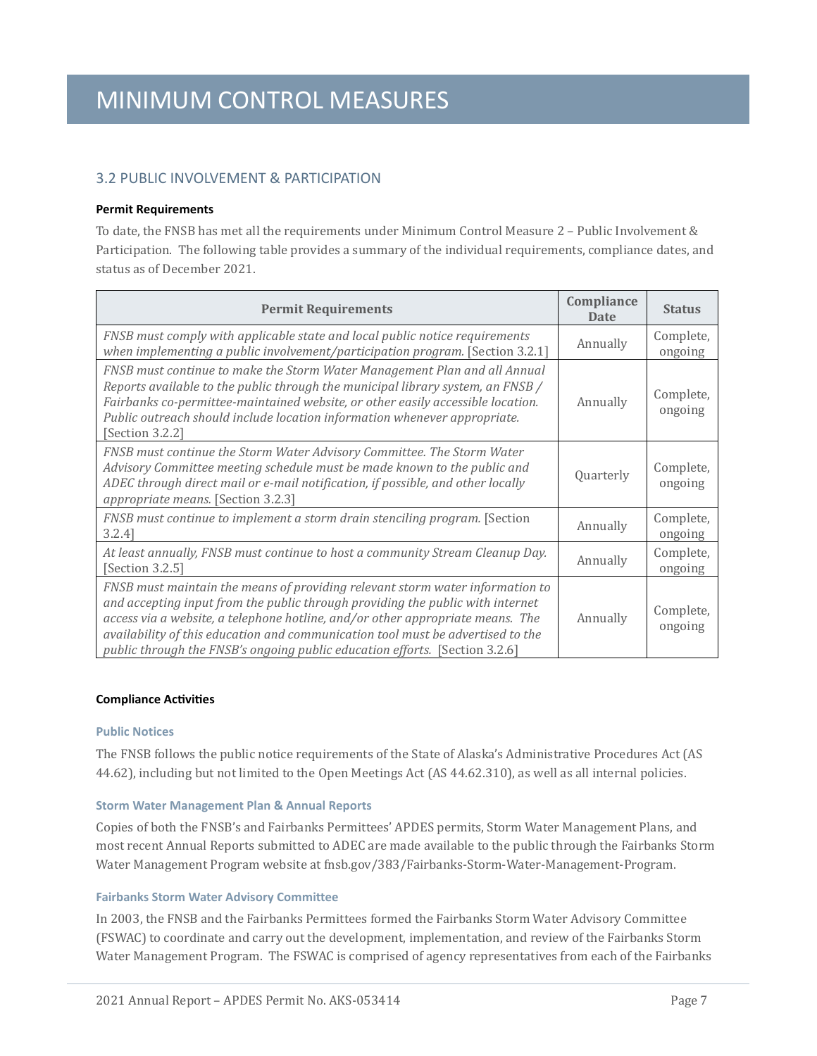# MINIMUM CONTROL MEASURES

## 3.2 PUBLIC INVOLVEMENT & PARTICIPATION

**Permit Requirements**

To date, the FNSB has met all the requirements under Minimum Control Measure 2 – Public Involvement & Participation. The following table provides a summary of the individual requirements, compliance dates, and status as of December 2021.

| Permit Requirements | Compliance Date | Status |
|---|---|---|
| *FNSB must comply with applicable state and local public notice requirements when implementing a public involvement/participation program.* [Section 3.2.1] | Annually | Complete, ongoing |
| *FNSB must continue to make the Storm Water Management Plan and all Annual Reports available to the public through the municipal library system, an FNSB / Fairbanks co-permittee-maintained website, or other easily accessible location. Public outreach should include location information whenever appropriate.* [Section 3.2.2] | Annually | Complete, ongoing |
| *FNSB must continue the Storm Water Advisory Committee. The Storm Water Advisory Committee meeting schedule must be made known to the public and ADEC through direct mail or e-mail notification, if possible, and other locally appropriate means.* [Section 3.2.3] | Quarterly | Complete, ongoing |
| *FNSB must continue to implement a storm drain stenciling program.* [Section 3.2.4] | Annually | Complete, ongoing |
| *At least annually, FNSB must continue to host a community Stream Cleanup Day.* [Section 3.2.5] | Annually | Complete, ongoing |
| *FNSB must maintain the means of providing relevant storm water information to and accepting input from the public through providing the public with internet access via a website, a telephone hotline, and/or other appropriate means. The availability of this education and communication tool must be advertised to the public through the FNSB's ongoing public education efforts.* [Section 3.2.6] | Annually | Complete, ongoing |

**Compliance Activities**

#### Public Notices

The FNSB follows the public notice requirements of the State of Alaska's Administrative Procedures Act (AS 44.62), including but not limited to the Open Meetings Act (AS 44.62.310), as well as all internal policies.

#### Storm Water Management Plan & Annual Reports

Copies of both the FNSB's and Fairbanks Permittees' APDES permits, Storm Water Management Plans, and most recent Annual Reports submitted to ADEC are made available to the public through the Fairbanks Storm Water Management Program website at fnsb.gov/383/Fairbanks-Storm-Water-Management-Program.

#### Fairbanks Storm Water Advisory Committee

In 2003, the FNSB and the Fairbanks Permittees formed the Fairbanks Storm Water Advisory Committee (FSWAC) to coordinate and carry out the development, implementation, and review of the Fairbanks Storm Water Management Program. The FSWAC is comprised of agency representatives from each of the Fairbanks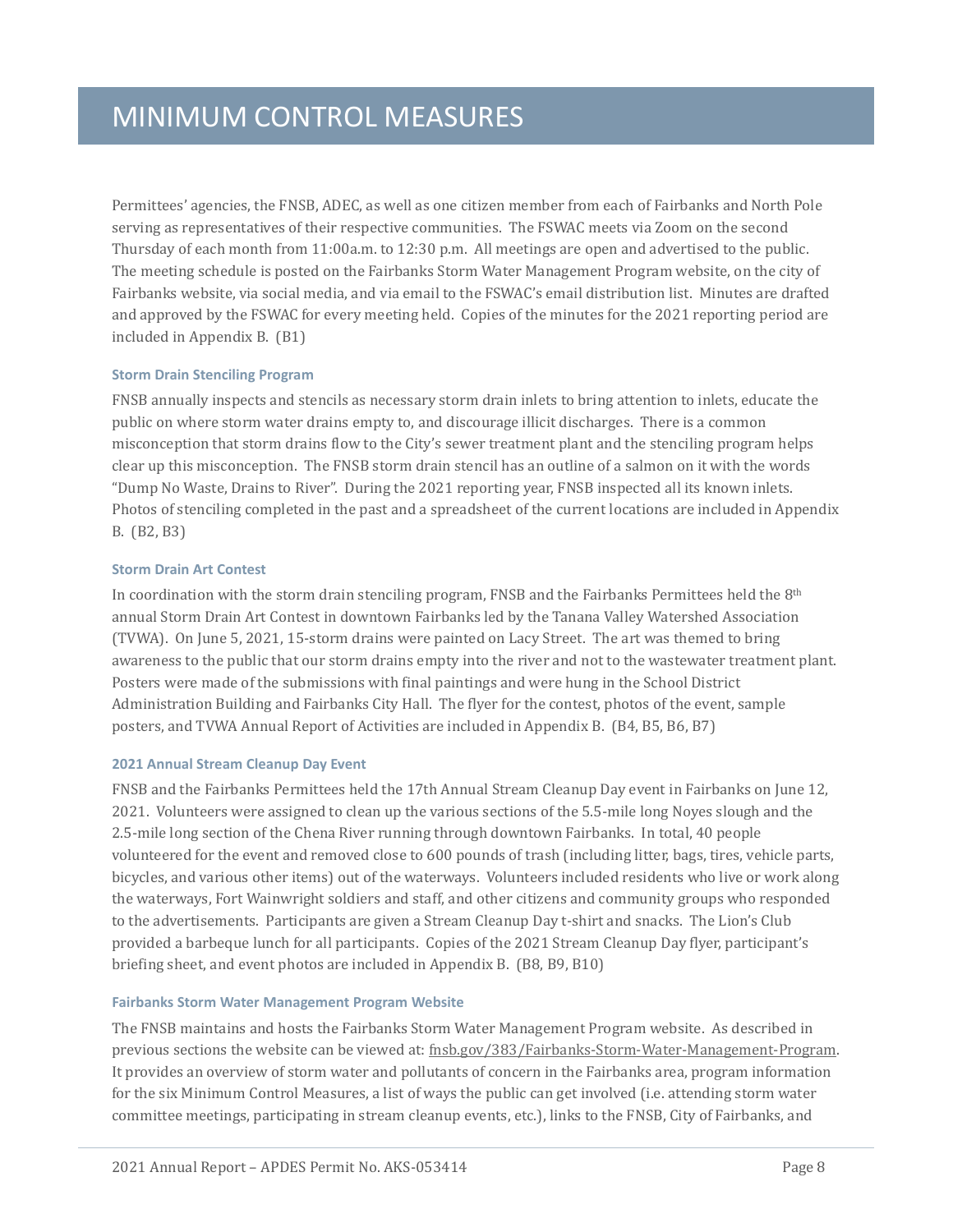# MINIMUM CONTROL MEASURES

Permittees' agencies, the FNSB, ADEC, as well as one citizen member from each of Fairbanks and North Pole serving as representatives of their respective communities. The FSWAC meets via Zoom on the second Thursday of each month from 11:00a.m. to 12:30 p.m. All meetings are open and advertised to the public. The meeting schedule is posted on the Fairbanks Storm Water Management Program website, on the city of Fairbanks website, via social media, and via email to the FSWAC's email distribution list. Minutes are drafted and approved by the FSWAC for every meeting held. Copies of the minutes for the 2021 reporting period are included in Appendix B. (B1)

### Storm Drain Stenciling Program

FNSB annually inspects and stencils as necessary storm drain inlets to bring attention to inlets, educate the public on where storm water drains empty to, and discourage illicit discharges. There is a common misconception that storm drains flow to the City's sewer treatment plant and the stenciling program helps clear up this misconception. The FNSB storm drain stencil has an outline of a salmon on it with the words "Dump No Waste, Drains to River". During the 2021 reporting year, FNSB inspected all its known inlets. Photos of stenciling completed in the past and a spreadsheet of the current locations are included in Appendix B. (B2, B3)

### Storm Drain Art Contest

In coordination with the storm drain stenciling program, FNSB and the Fairbanks Permittees held the 8th annual Storm Drain Art Contest in downtown Fairbanks led by the Tanana Valley Watershed Association (TVWA). On June 5, 2021, 15-storm drains were painted on Lacy Street. The art was themed to bring awareness to the public that our storm drains empty into the river and not to the wastewater treatment plant. Posters were made of the submissions with final paintings and were hung in the School District Administration Building and Fairbanks City Hall. The flyer for the contest, photos of the event, sample posters, and TVWA Annual Report of Activities are included in Appendix B. (B4, B5, B6, B7)

### 2021 Annual Stream Cleanup Day Event

FNSB and the Fairbanks Permittees held the 17th Annual Stream Cleanup Day event in Fairbanks on June 12, 2021. Volunteers were assigned to clean up the various sections of the 5.5-mile long Noyes slough and the 2.5-mile long section of the Chena River running through downtown Fairbanks. In total, 40 people volunteered for the event and removed close to 600 pounds of trash (including litter, bags, tires, vehicle parts, bicycles, and various other items) out of the waterways. Volunteers included residents who live or work along the waterways, Fort Wainwright soldiers and staff, and other citizens and community groups who responded to the advertisements. Participants are given a Stream Cleanup Day t-shirt and snacks. The Lion's Club provided a barbeque lunch for all participants. Copies of the 2021 Stream Cleanup Day flyer, participant's briefing sheet, and event photos are included in Appendix B. (B8, B9, B10)

### Fairbanks Storm Water Management Program Website

The FNSB maintains and hosts the Fairbanks Storm Water Management Program website. As described in previous sections the website can be viewed at: fnsb.gov/383/Fairbanks-Storm-Water-Management-Program. It provides an overview of storm water and pollutants of concern in the Fairbanks area, program information for the six Minimum Control Measures, a list of ways the public can get involved (i.e. attending storm water committee meetings, participating in stream cleanup events, etc.), links to the FNSB, City of Fairbanks, and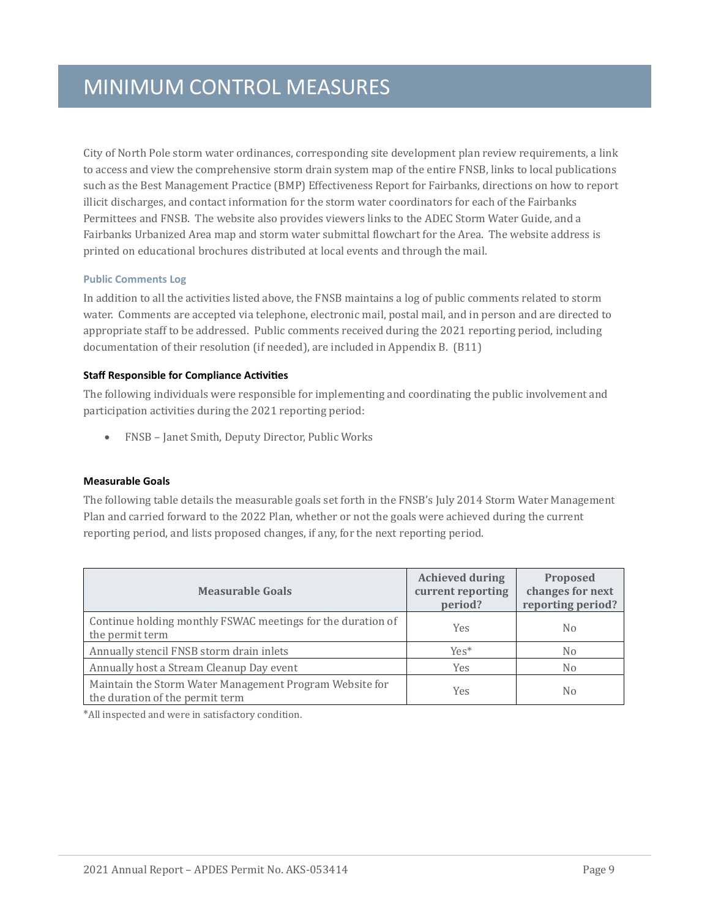# MINIMUM CONTROL MEASURES

City of North Pole storm water ordinances, corresponding site development plan review requirements, a link to access and view the comprehensive storm drain system map of the entire FNSB, links to local publications such as the Best Management Practice (BMP) Effectiveness Report for Fairbanks, directions on how to report illicit discharges, and contact information for the storm water coordinators for each of the Fairbanks Permittees and FNSB. The website also provides viewers links to the ADEC Storm Water Guide, and a Fairbanks Urbanized Area map and storm water submittal flowchart for the Area. The website address is printed on educational brochures distributed at local events and through the mail.

#### Public Comments Log

In addition to all the activities listed above, the FNSB maintains a log of public comments related to storm water. Comments are accepted via telephone, electronic mail, postal mail, and in person and are directed to appropriate staff to be addressed. Public comments received during the 2021 reporting period, including documentation of their resolution (if needed), are included in Appendix B. (B11)

### Staff Responsible for Compliance Activities

The following individuals were responsible for implementing and coordinating the public involvement and participation activities during the 2021 reporting period:

- FNSB – Janet Smith, Deputy Director, Public Works

### Measurable Goals

The following table details the measurable goals set forth in the FNSB's July 2014 Storm Water Management Plan and carried forward to the 2022 Plan, whether or not the goals were achieved during the current reporting period, and lists proposed changes, if any, for the next reporting period.

| Measurable Goals | Achieved during current reporting period? | Proposed changes for next reporting period? |
|---|---|---|
| Continue holding monthly FSWAC meetings for the duration of the permit term | Yes | No |
| Annually stencil FNSB storm drain inlets | Yes* | No |
| Annually host a Stream Cleanup Day event | Yes | No |
| Maintain the Storm Water Management Program Website for the duration of the permit term | Yes | No |

*All inspected and were in satisfactory condition.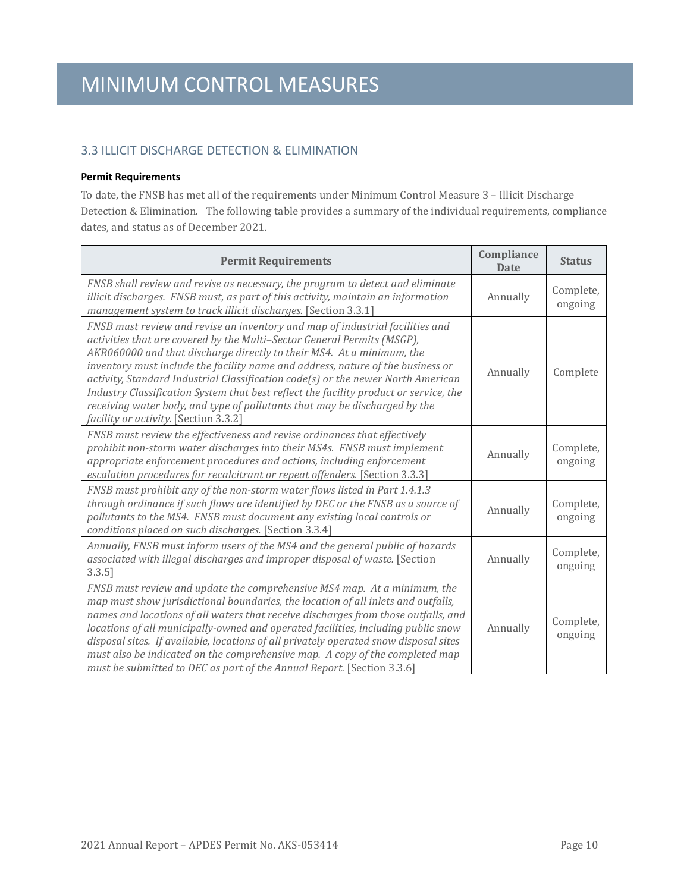# MINIMUM CONTROL MEASURES

## 3.3 ILLICIT DISCHARGE DETECTION & ELIMINATION

**Permit Requirements**

To date, the FNSB has met all of the requirements under Minimum Control Measure 3 – Illicit Discharge Detection & Elimination. The following table provides a summary of the individual requirements, compliance dates, and status as of December 2021.

| Permit Requirements | Compliance Date | Status |
| --- | --- | --- |
| *FNSB shall review and revise as necessary, the program to detect and eliminate illicit discharges. FNSB must, as part of this activity, maintain an information management system to track illicit discharges.* [Section 3.3.1] | Annually | Complete, ongoing |
| *FNSB must review and revise an inventory and map of industrial facilities and activities that are covered by the Multi–Sector General Permits (MSGP), AKR060000 and that discharge directly to their MS4. At a minimum, the inventory must include the facility name and address, nature of the business or activity, Standard Industrial Classification code(s) or the newer North American Industry Classification System that best reflect the facility product or service, the receiving water body, and type of pollutants that may be discharged by the facility or activity.* [Section 3.3.2] | Annually | Complete |
| *FNSB must review the effectiveness and revise ordinances that effectively prohibit non-storm water discharges into their MS4s. FNSB must implement appropriate enforcement procedures and actions, including enforcement escalation procedures for recalcitrant or repeat offenders.* [Section 3.3.3] | Annually | Complete, ongoing |
| *FNSB must prohibit any of the non-storm water flows listed in Part 1.4.1.3 through ordinance if such flows are identified by DEC or the FNSB as a source of pollutants to the MS4. FNSB must document any existing local controls or conditions placed on such discharges.* [Section 3.3.4] | Annually | Complete, ongoing |
| *Annually, FNSB must inform users of the MS4 and the general public of hazards associated with illegal discharges and improper disposal of waste.* [Section 3.3.5] | Annually | Complete, ongoing |
| *FNSB must review and update the comprehensive MS4 map. At a minimum, the map must show jurisdictional boundaries, the location of all inlets and outfalls, names and locations of all waters that receive discharges from those outfalls, and locations of all municipally-owned and operated facilities, including public snow disposal sites. If available, locations of all privately operated snow disposal sites must also be indicated on the comprehensive map. A copy of the completed map must be submitted to DEC as part of the Annual Report.* [Section 3.3.6] | Annually | Complete, ongoing |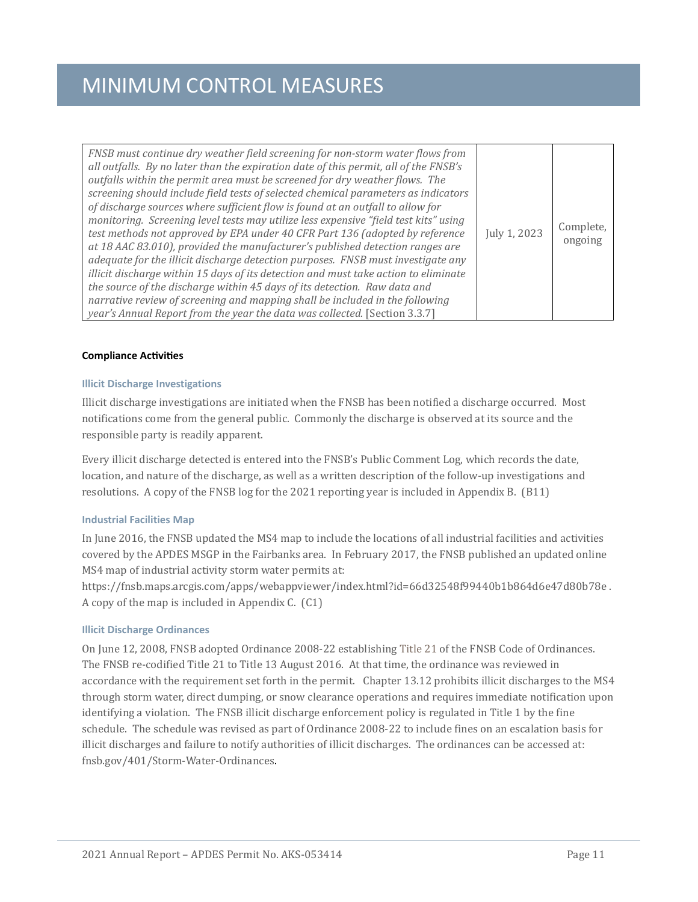# MINIMUM CONTROL MEASURES

| | | |
|---|---|---|
| *FNSB must continue dry weather field screening for non-storm water flows from all outfalls. By no later than the expiration date of this permit, all of the FNSB's outfalls within the permit area must be screened for dry weather flows. The screening should include field tests of selected chemical parameters as indicators of discharge sources where sufficient flow is found at an outfall to allow for monitoring. Screening level tests may utilize less expensive "field test kits" using test methods not approved by EPA under 40 CFR Part 136 (adopted by reference at 18 AAC 83.010), provided the manufacturer's published detection ranges are adequate for the illicit discharge detection purposes. FNSB must investigate any illicit discharge within 15 days of its detection and must take action to eliminate the source of the discharge within 45 days of its detection. Raw data and narrative review of screening and mapping shall be included in the following year's Annual Report from the year the data was collected.* [Section 3.3.7] | July 1, 2023 | Complete, ongoing |

**Compliance Activities**

### Illicit Discharge Investigations

Illicit discharge investigations are initiated when the FNSB has been notified a discharge occurred. Most notifications come from the general public. Commonly the discharge is observed at its source and the responsible party is readily apparent.

Every illicit discharge detected is entered into the FNSB's Public Comment Log, which records the date, location, and nature of the discharge, as well as a written description of the follow-up investigations and resolutions. A copy of the FNSB log for the 2021 reporting year is included in Appendix B. (B11)

### Industrial Facilities Map

In June 2016, the FNSB updated the MS4 map to include the locations of all industrial facilities and activities covered by the APDES MSGP in the Fairbanks area. In February 2017, the FNSB published an updated online MS4 map of industrial activity storm water permits at: https://fnsb.maps.arcgis.com/apps/webappviewer/index.html?id=66d32548f99440b1b864d6e47d80b78e . A copy of the map is included in Appendix C. (C1)

### Illicit Discharge Ordinances

On June 12, 2008, FNSB adopted Ordinance 2008-22 establishing Title 21 of the FNSB Code of Ordinances. The FNSB re-codified Title 21 to Title 13 August 2016. At that time, the ordinance was reviewed in accordance with the requirement set forth in the permit. Chapter 13.12 prohibits illicit discharges to the MS4 through storm water, direct dumping, or snow clearance operations and requires immediate notification upon identifying a violation. The FNSB illicit discharge enforcement policy is regulated in Title 1 by the fine schedule. The schedule was revised as part of Ordinance 2008-22 to include fines on an escalation basis for illicit discharges and failure to notify authorities of illicit discharges. The ordinances can be accessed at: fnsb.gov/401/Storm-Water-Ordinances.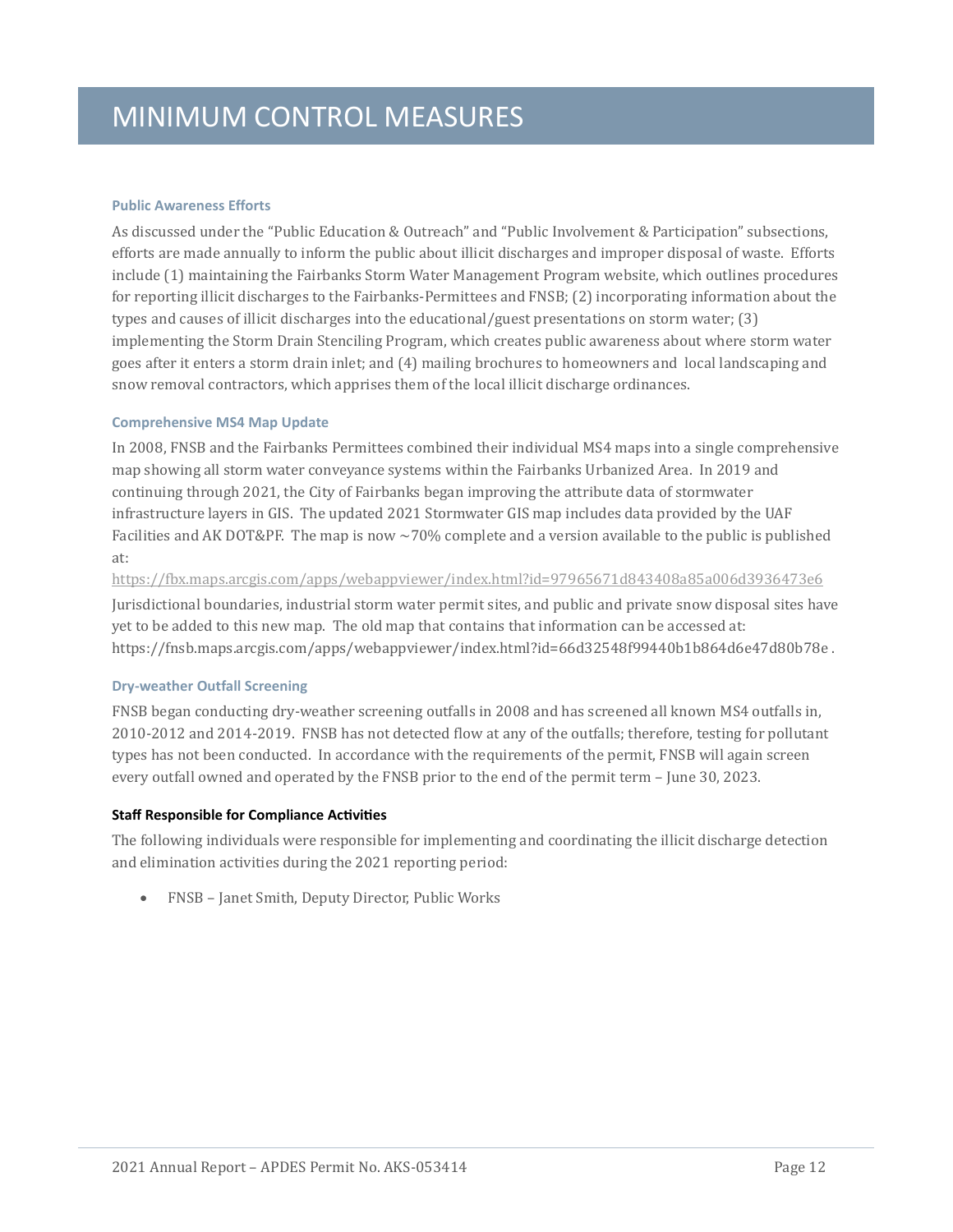# MINIMUM CONTROL MEASURES

### Public Awareness Efforts

As discussed under the "Public Education & Outreach" and "Public Involvement & Participation" subsections, efforts are made annually to inform the public about illicit discharges and improper disposal of waste. Efforts include (1) maintaining the Fairbanks Storm Water Management Program website, which outlines procedures for reporting illicit discharges to the Fairbanks-Permittees and FNSB; (2) incorporating information about the types and causes of illicit discharges into the educational/guest presentations on storm water; (3) implementing the Storm Drain Stenciling Program, which creates public awareness about where storm water goes after it enters a storm drain inlet; and (4) mailing brochures to homeowners and local landscaping and snow removal contractors, which apprises them of the local illicit discharge ordinances.

### Comprehensive MS4 Map Update

In 2008, FNSB and the Fairbanks Permittees combined their individual MS4 maps into a single comprehensive map showing all storm water conveyance systems within the Fairbanks Urbanized Area. In 2019 and continuing through 2021, the City of Fairbanks began improving the attribute data of stormwater infrastructure layers in GIS. The updated 2021 Stormwater GIS map includes data provided by the UAF Facilities and AK DOT&PF. The map is now ~70% complete and a version available to the public is published at:

https://fbx.maps.arcgis.com/apps/webappviewer/index.html?id=97965671d843408a85a006d3936473e6

Jurisdictional boundaries, industrial storm water permit sites, and public and private snow disposal sites have yet to be added to this new map. The old map that contains that information can be accessed at: https://fnsb.maps.arcgis.com/apps/webappviewer/index.html?id=66d32548f99440b1b864d6e47d80b78e .

### Dry-weather Outfall Screening

FNSB began conducting dry-weather screening outfalls in 2008 and has screened all known MS4 outfalls in, 2010-2012 and 2014-2019. FNSB has not detected flow at any of the outfalls; therefore, testing for pollutant types has not been conducted. In accordance with the requirements of the permit, FNSB will again screen every outfall owned and operated by the FNSB prior to the end of the permit term – June 30, 2023.

**Staff Responsible for Compliance Activities**

The following individuals were responsible for implementing and coordinating the illicit discharge detection and elimination activities during the 2021 reporting period:

- FNSB – Janet Smith, Deputy Director, Public Works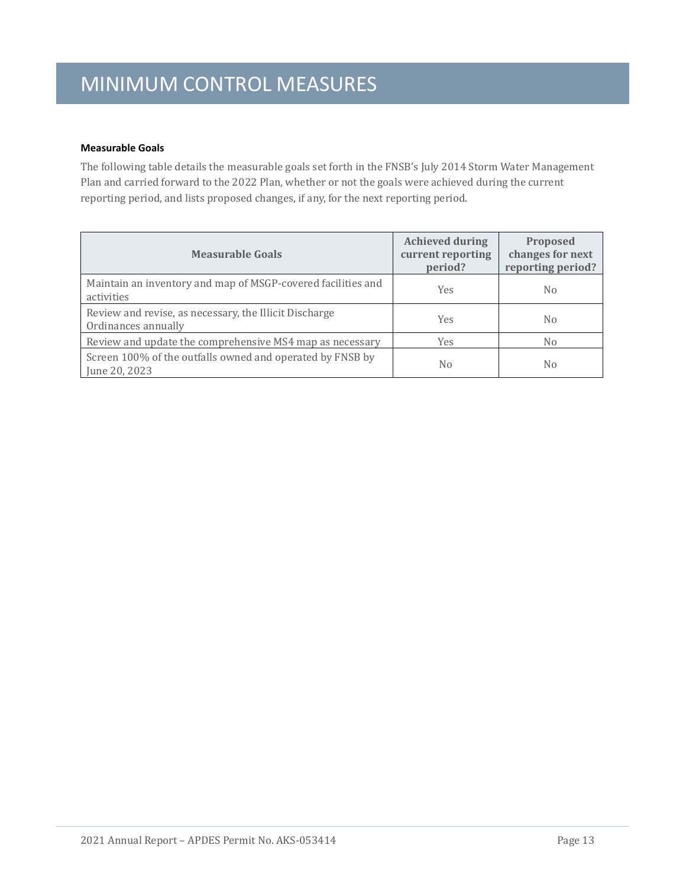# MINIMUM CONTROL MEASURES

**Measurable Goals**

The following table details the measurable goals set forth in the FNSB's July 2014 Storm Water Management Plan and carried forward to the 2022 Plan, whether or not the goals were achieved during the current reporting period, and lists proposed changes, if any, for the next reporting period.

| Measurable Goals | Achieved during current reporting period? | Proposed changes for next reporting period? |
|---|---|---|
| Maintain an inventory and map of MSGP-covered facilities and activities | Yes | No |
| Review and revise, as necessary, the Illicit Discharge Ordinances annually | Yes | No |
| Review and update the comprehensive MS4 map as necessary | Yes | No |
| Screen 100% of the outfalls owned and operated by FNSB by June 20, 2023 | No | No |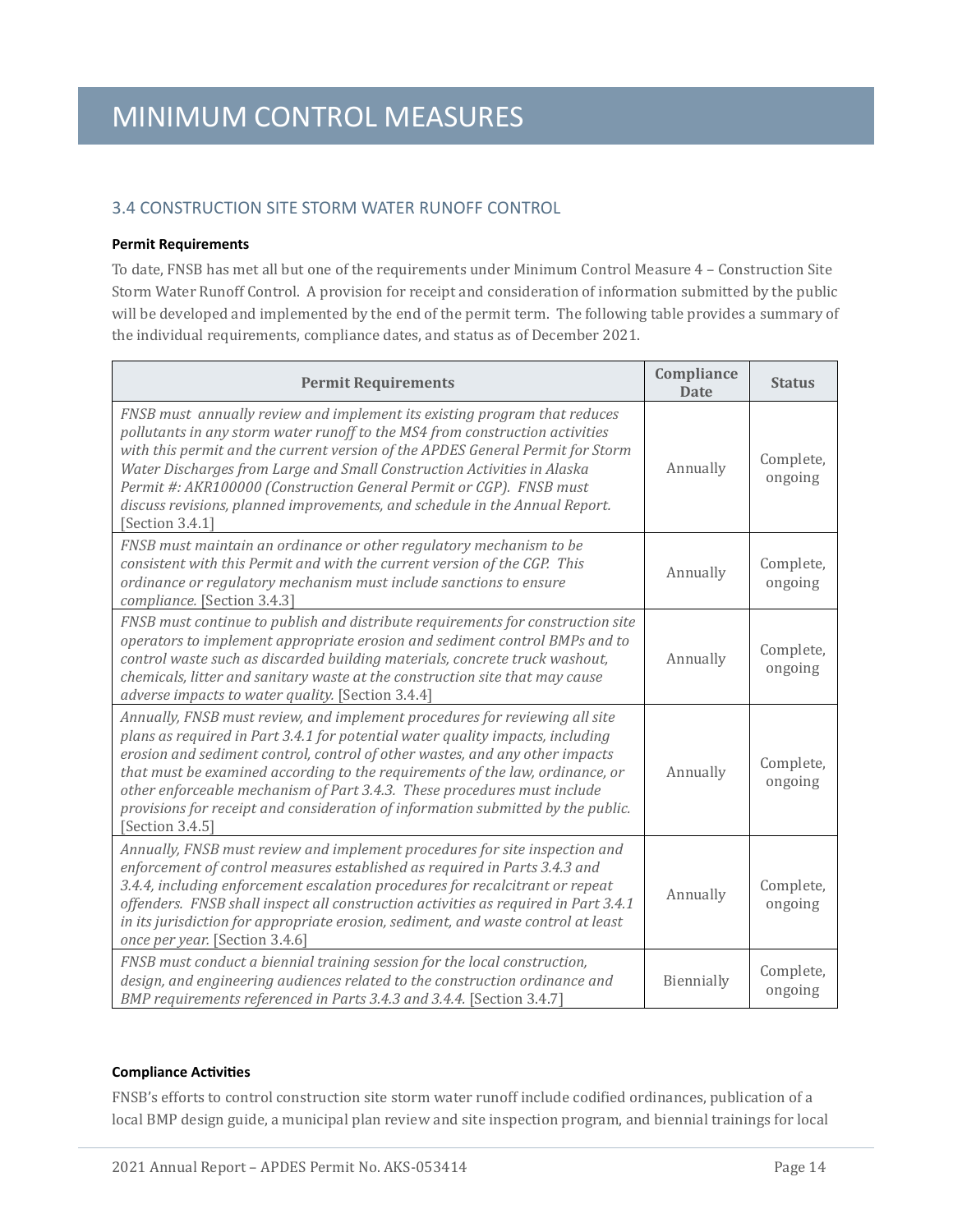# MINIMUM CONTROL MEASURES

## 3.4 CONSTRUCTION SITE STORM WATER RUNOFF CONTROL

**Permit Requirements**

To date, FNSB has met all but one of the requirements under Minimum Control Measure 4 – Construction Site Storm Water Runoff Control. A provision for receipt and consideration of information submitted by the public will be developed and implemented by the end of the permit term. The following table provides a summary of the individual requirements, compliance dates, and status as of December 2021.

| Permit Requirements | Compliance Date | Status |
|---|---|---|
| *FNSB must annually review and implement its existing program that reduces pollutants in any storm water runoff to the MS4 from construction activities with this permit and the current version of the APDES General Permit for Storm Water Discharges from Large and Small Construction Activities in Alaska Permit #: AKR100000 (Construction General Permit or CGP). FNSB must discuss revisions, planned improvements, and schedule in the Annual Report.* [Section 3.4.1] | Annually | Complete, ongoing |
| *FNSB must maintain an ordinance or other regulatory mechanism to be consistent with this Permit and with the current version of the CGP. This ordinance or regulatory mechanism must include sanctions to ensure compliance.* [Section 3.4.3] | Annually | Complete, ongoing |
| *FNSB must continue to publish and distribute requirements for construction site operators to implement appropriate erosion and sediment control BMPs and to control waste such as discarded building materials, concrete truck washout, chemicals, litter and sanitary waste at the construction site that may cause adverse impacts to water quality.* [Section 3.4.4] | Annually | Complete, ongoing |
| *Annually, FNSB must review, and implement procedures for reviewing all site plans as required in Part 3.4.1 for potential water quality impacts, including erosion and sediment control, control of other wastes, and any other impacts that must be examined according to the requirements of the law, ordinance, or other enforceable mechanism of Part 3.4.3. These procedures must include provisions for receipt and consideration of information submitted by the public.* [Section 3.4.5] | Annually | Complete, ongoing |
| *Annually, FNSB must review and implement procedures for site inspection and enforcement of control measures established as required in Parts 3.4.3 and 3.4.4, including enforcement escalation procedures for recalcitrant or repeat offenders. FNSB shall inspect all construction activities as required in Part 3.4.1 in its jurisdiction for appropriate erosion, sediment, and waste control at least once per year.* [Section 3.4.6] | Annually | Complete, ongoing |
| *FNSB must conduct a biennial training session for the local construction, design, and engineering audiences related to the construction ordinance and BMP requirements referenced in Parts 3.4.3 and 3.4.4.* [Section 3.4.7] | Biennially | Complete, ongoing |

**Compliance Activities**

FNSB's efforts to control construction site storm water runoff include codified ordinances, publication of a local BMP design guide, a municipal plan review and site inspection program, and biennial trainings for local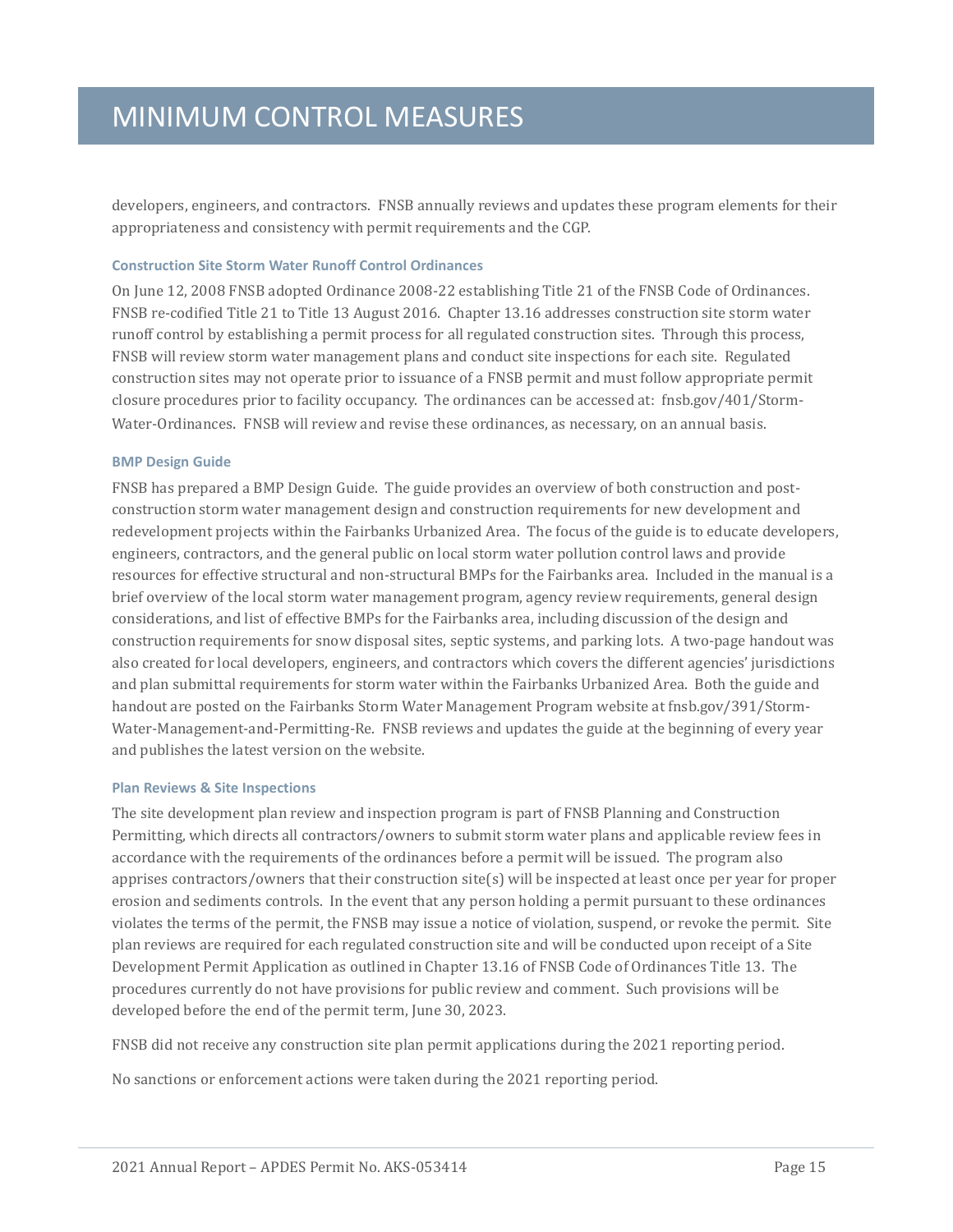developers, engineers, and contractors. FNSB annually reviews and updates these program elements for their appropriateness and consistency with permit requirements and the CGP.

#### Construction Site Storm Water Runoff Control Ordinances

On June 12, 2008 FNSB adopted Ordinance 2008-22 establishing Title 21 of the FNSB Code of Ordinances. FNSB re-codified Title 21 to Title 13 August 2016. Chapter 13.16 addresses construction site storm water runoff control by establishing a permit process for all regulated construction sites. Through this process, FNSB will review storm water management plans and conduct site inspections for each site. Regulated construction sites may not operate prior to issuance of a FNSB permit and must follow appropriate permit closure procedures prior to facility occupancy. The ordinances can be accessed at: fnsb.gov/401/Storm-Water-Ordinances. FNSB will review and revise these ordinances, as necessary, on an annual basis.

#### BMP Design Guide

FNSB has prepared a BMP Design Guide. The guide provides an overview of both construction and post-construction storm water management design and construction requirements for new development and redevelopment projects within the Fairbanks Urbanized Area. The focus of the guide is to educate developers, engineers, contractors, and the general public on local storm water pollution control laws and provide resources for effective structural and non-structural BMPs for the Fairbanks area. Included in the manual is a brief overview of the local storm water management program, agency review requirements, general design considerations, and list of effective BMPs for the Fairbanks area, including discussion of the design and construction requirements for snow disposal sites, septic systems, and parking lots. A two-page handout was also created for local developers, engineers, and contractors which covers the different agencies' jurisdictions and plan submittal requirements for storm water within the Fairbanks Urbanized Area. Both the guide and handout are posted on the Fairbanks Storm Water Management Program website at fnsb.gov/391/Storm-Water-Management-and-Permitting-Re. FNSB reviews and updates the guide at the beginning of every year and publishes the latest version on the website.

#### Plan Reviews & Site Inspections

The site development plan review and inspection program is part of FNSB Planning and Construction Permitting, which directs all contractors/owners to submit storm water plans and applicable review fees in accordance with the requirements of the ordinances before a permit will be issued. The program also apprises contractors/owners that their construction site(s) will be inspected at least once per year for proper erosion and sediments controls. In the event that any person holding a permit pursuant to these ordinances violates the terms of the permit, the FNSB may issue a notice of violation, suspend, or revoke the permit. Site plan reviews are required for each regulated construction site and will be conducted upon receipt of a Site Development Permit Application as outlined in Chapter 13.16 of FNSB Code of Ordinances Title 13. The procedures currently do not have provisions for public review and comment. Such provisions will be developed before the end of the permit term, June 30, 2023.

FNSB did not receive any construction site plan permit applications during the 2021 reporting period.

No sanctions or enforcement actions were taken during the 2021 reporting period.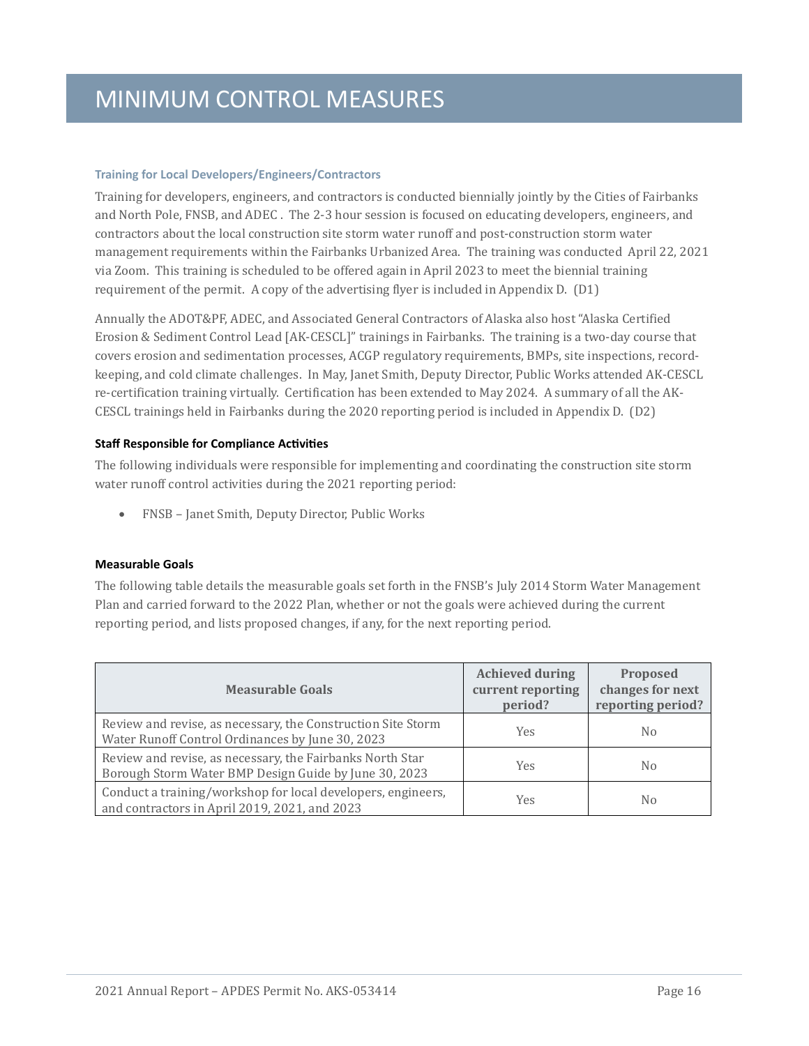# MINIMUM CONTROL MEASURES

### Training for Local Developers/Engineers/Contractors

Training for developers, engineers, and contractors is conducted biennially jointly by the Cities of Fairbanks and North Pole, FNSB, and ADEC . The 2-3 hour session is focused on educating developers, engineers, and contractors about the local construction site storm water runoff and post-construction storm water management requirements within the Fairbanks Urbanized Area. The training was conducted April 22, 2021 via Zoom. This training is scheduled to be offered again in April 2023 to meet the biennial training requirement of the permit. A copy of the advertising flyer is included in Appendix D. (D1)

Annually the ADOT&PF, ADEC, and Associated General Contractors of Alaska also host "Alaska Certified Erosion & Sediment Control Lead [AK-CESCL]" trainings in Fairbanks. The training is a two-day course that covers erosion and sedimentation processes, ACGP regulatory requirements, BMPs, site inspections, record-keeping, and cold climate challenges. In May, Janet Smith, Deputy Director, Public Works attended AK-CESCL re-certification training virtually. Certification has been extended to May 2024. A summary of all the AK-CESCL trainings held in Fairbanks during the 2020 reporting period is included in Appendix D. (D2)

### Staff Responsible for Compliance Activities

The following individuals were responsible for implementing and coordinating the construction site storm water runoff control activities during the 2021 reporting period:

- FNSB – Janet Smith, Deputy Director, Public Works

### Measurable Goals

The following table details the measurable goals set forth in the FNSB's July 2014 Storm Water Management Plan and carried forward to the 2022 Plan, whether or not the goals were achieved during the current reporting period, and lists proposed changes, if any, for the next reporting period.

| Measurable Goals | Achieved during current reporting period? | Proposed changes for next reporting period? |
|---|---|---|
| Review and revise, as necessary, the Construction Site Storm Water Runoff Control Ordinances by June 30, 2023 | Yes | No |
| Review and revise, as necessary, the Fairbanks North Star Borough Storm Water BMP Design Guide by June 30, 2023 | Yes | No |
| Conduct a training/workshop for local developers, engineers, and contractors in April 2019, 2021, and 2023 | Yes | No |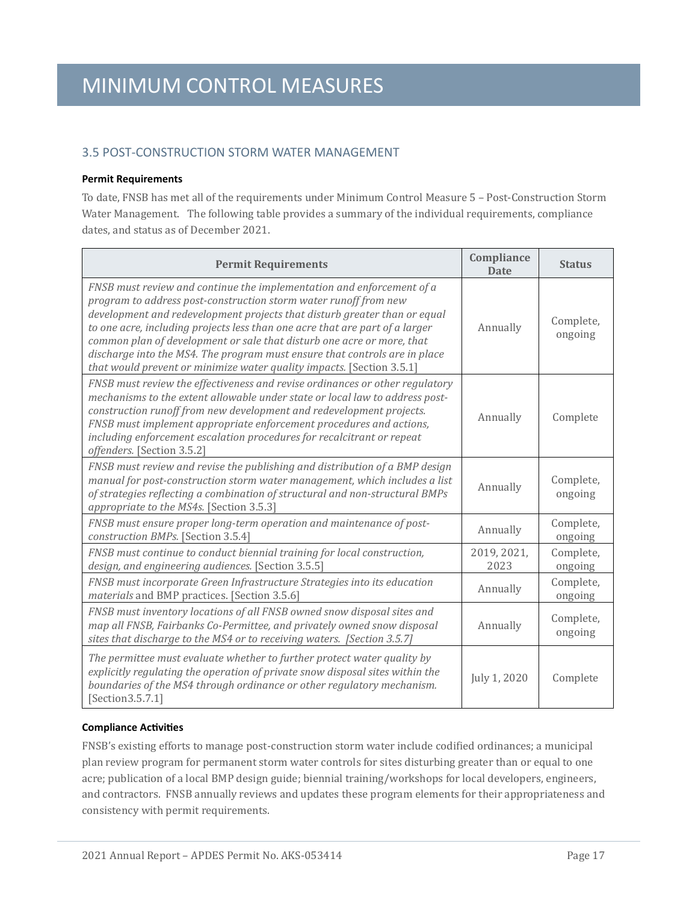# MINIMUM CONTROL MEASURES

## 3.5 POST-CONSTRUCTION STORM WATER MANAGEMENT

**Permit Requirements**

To date, FNSB has met all of the requirements under Minimum Control Measure 5 – Post-Construction Storm Water Management. The following table provides a summary of the individual requirements, compliance dates, and status as of December 2021.

| Permit Requirements | Compliance Date | Status |
|---|---|---|
| *FNSB must review and continue the implementation and enforcement of a program to address post-construction storm water runoff from new development and redevelopment projects that disturb greater than or equal to one acre, including projects less than one acre that are part of a larger common plan of development or sale that disturb one acre or more, that discharge into the MS4. The program must ensure that controls are in place that would prevent or minimize water quality impacts.* [Section 3.5.1] | Annually | Complete, ongoing |
| *FNSB must review the effectiveness and revise ordinances or other regulatory mechanisms to the extent allowable under state or local law to address post-construction runoff from new development and redevelopment projects. FNSB must implement appropriate enforcement procedures and actions, including enforcement escalation procedures for recalcitrant or repeat offenders.* [Section 3.5.2] | Annually | Complete |
| *FNSB must review and revise the publishing and distribution of a BMP design manual for post-construction storm water management, which includes a list of strategies reflecting a combination of structural and non-structural BMPs appropriate to the MS4s.* [Section 3.5.3] | Annually | Complete, ongoing |
| *FNSB must ensure proper long-term operation and maintenance of post-construction BMPs.* [Section 3.5.4] | Annually | Complete, ongoing |
| *FNSB must continue to conduct biennial training for local construction, design, and engineering audiences.* [Section 3.5.5] | 2019, 2021, 2023 | Complete, ongoing |
| *FNSB must incorporate Green Infrastructure Strategies into its education materials* and BMP practices. [Section 3.5.6] | Annually | Complete, ongoing |
| *FNSB must inventory locations of all FNSB owned snow disposal sites and map all FNSB, Fairbanks Co-Permittee, and privately owned snow disposal sites that discharge to the MS4 or to receiving waters. [Section 3.5.7]* | Annually | Complete, ongoing |
| *The permittee must evaluate whether to further protect water quality by explicitly regulating the operation of private snow disposal sites within the boundaries of the MS4 through ordinance or other regulatory mechanism.* [Section3.5.7.1] | July 1, 2020 | Complete |

**Compliance Activities**

FNSB's existing efforts to manage post-construction storm water include codified ordinances; a municipal plan review program for permanent storm water controls for sites disturbing greater than or equal to one acre; publication of a local BMP design guide; biennial training/workshops for local developers, engineers, and contractors. FNSB annually reviews and updates these program elements for their appropriateness and consistency with permit requirements.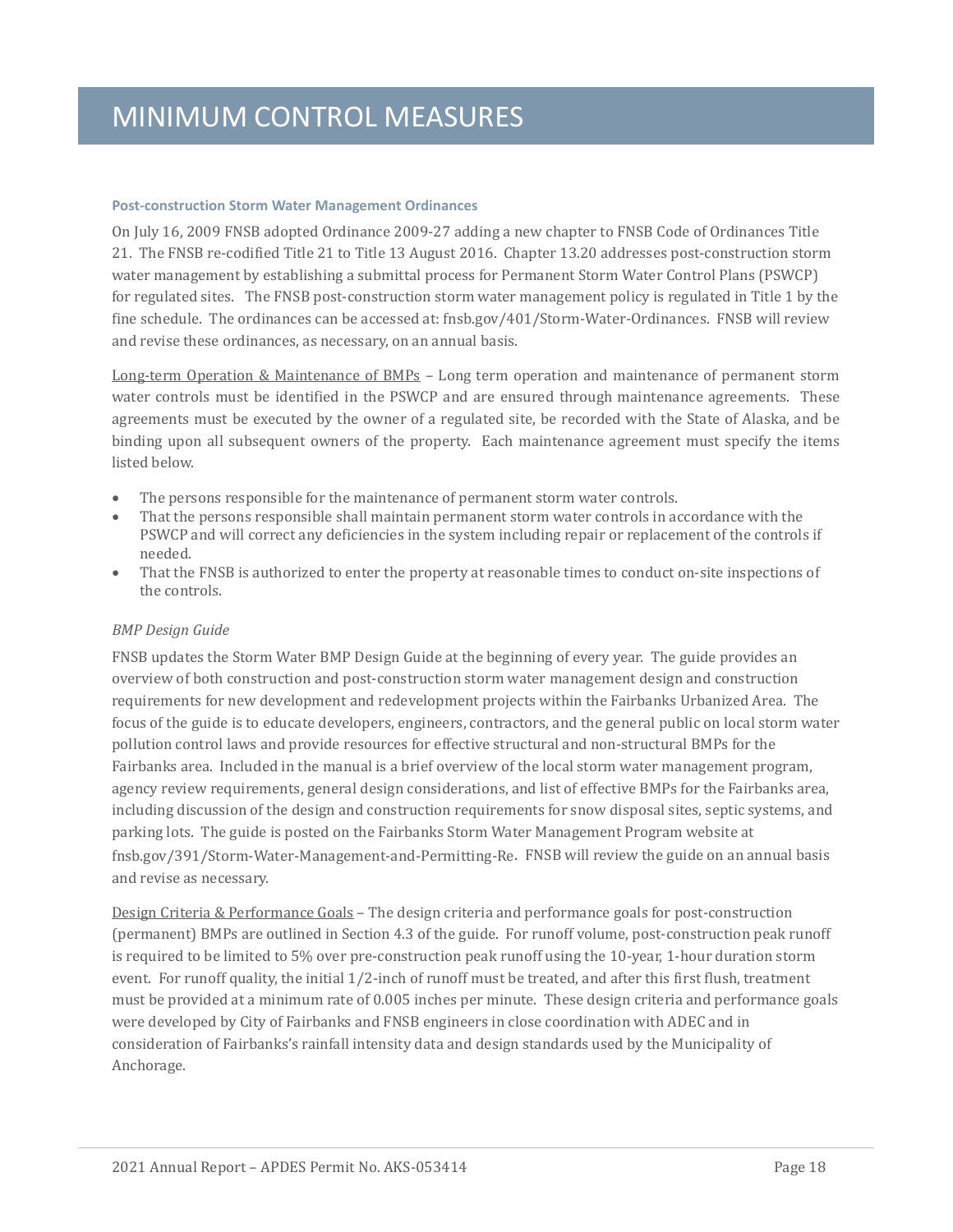# MINIMUM CONTROL MEASURES

### Post-construction Storm Water Management Ordinances

On July 16, 2009 FNSB adopted Ordinance 2009-27 adding a new chapter to FNSB Code of Ordinances Title 21. The FNSB re-codified Title 21 to Title 13 August 2016. Chapter 13.20 addresses post-construction storm water management by establishing a submittal process for Permanent Storm Water Control Plans (PSWCP) for regulated sites. The FNSB post-construction storm water management policy is regulated in Title 1 by the fine schedule. The ordinances can be accessed at: fnsb.gov/401/Storm-Water-Ordinances. FNSB will review and revise these ordinances, as necessary, on an annual basis.

<u>Long-term Operation & Maintenance of BMPs</u> – Long term operation and maintenance of permanent storm water controls must be identified in the PSWCP and are ensured through maintenance agreements. These agreements must be executed by the owner of a regulated site, be recorded with the State of Alaska, and be binding upon all subsequent owners of the property. Each maintenance agreement must specify the items listed below.

- The persons responsible for the maintenance of permanent storm water controls.
- That the persons responsible shall maintain permanent storm water controls in accordance with the PSWCP and will correct any deficiencies in the system including repair or replacement of the controls if needed.
- That the FNSB is authorized to enter the property at reasonable times to conduct on-site inspections of the controls.

*BMP Design Guide*

FNSB updates the Storm Water BMP Design Guide at the beginning of every year. The guide provides an overview of both construction and post-construction storm water management design and construction requirements for new development and redevelopment projects within the Fairbanks Urbanized Area. The focus of the guide is to educate developers, engineers, contractors, and the general public on local storm water pollution control laws and provide resources for effective structural and non-structural BMPs for the Fairbanks area. Included in the manual is a brief overview of the local storm water management program, agency review requirements, general design considerations, and list of effective BMPs for the Fairbanks area, including discussion of the design and construction requirements for snow disposal sites, septic systems, and parking lots. The guide is posted on the Fairbanks Storm Water Management Program website at fnsb.gov/391/Storm-Water-Management-and-Permitting-Re. FNSB will review the guide on an annual basis and revise as necessary.

<u>Design Criteria & Performance Goals</u> – The design criteria and performance goals for post-construction (permanent) BMPs are outlined in Section 4.3 of the guide. For runoff volume, post-construction peak runoff is required to be limited to 5% over pre-construction peak runoff using the 10-year, 1-hour duration storm event. For runoff quality, the initial 1/2-inch of runoff must be treated, and after this first flush, treatment must be provided at a minimum rate of 0.005 inches per minute. These design criteria and performance goals were developed by City of Fairbanks and FNSB engineers in close coordination with ADEC and in consideration of Fairbanks's rainfall intensity data and design standards used by the Municipality of Anchorage.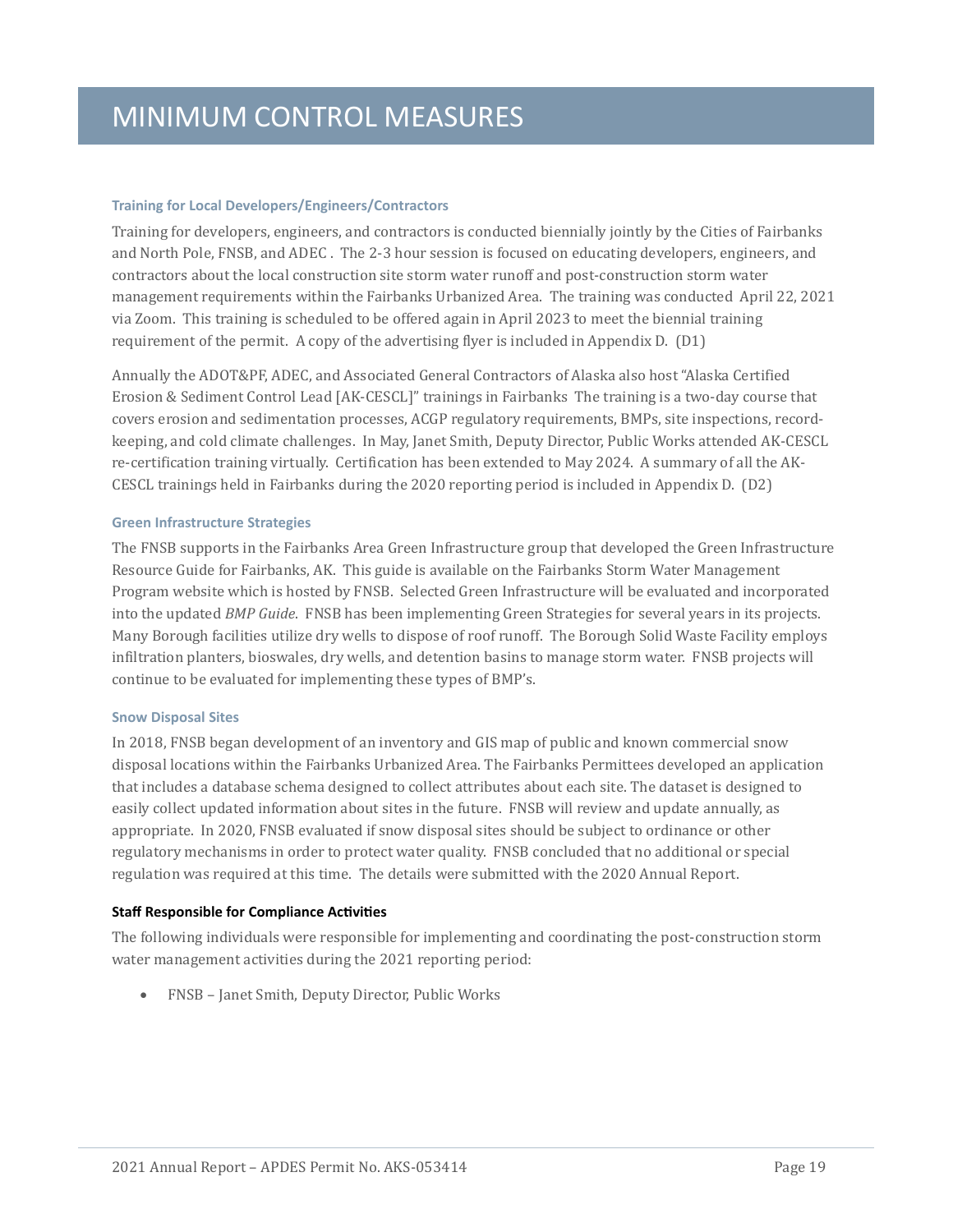# MINIMUM CONTROL MEASURES

### Training for Local Developers/Engineers/Contractors

Training for developers, engineers, and contractors is conducted biennially jointly by the Cities of Fairbanks and North Pole, FNSB, and ADEC . The 2-3 hour session is focused on educating developers, engineers, and contractors about the local construction site storm water runoff and post-construction storm water management requirements within the Fairbanks Urbanized Area. The training was conducted April 22, 2021 via Zoom. This training is scheduled to be offered again in April 2023 to meet the biennial training requirement of the permit. A copy of the advertising flyer is included in Appendix D. (D1)

Annually the ADOT&PF, ADEC, and Associated General Contractors of Alaska also host "Alaska Certified Erosion & Sediment Control Lead [AK-CESCL]" trainings in Fairbanks The training is a two-day course that covers erosion and sedimentation processes, ACGP regulatory requirements, BMPs, site inspections, record-keeping, and cold climate challenges. In May, Janet Smith, Deputy Director, Public Works attended AK-CESCL re-certification training virtually. Certification has been extended to May 2024. A summary of all the AK-CESCL trainings held in Fairbanks during the 2020 reporting period is included in Appendix D. (D2)

### Green Infrastructure Strategies

The FNSB supports in the Fairbanks Area Green Infrastructure group that developed the Green Infrastructure Resource Guide for Fairbanks, AK. This guide is available on the Fairbanks Storm Water Management Program website which is hosted by FNSB. Selected Green Infrastructure will be evaluated and incorporated into the updated *BMP Guide*. FNSB has been implementing Green Strategies for several years in its projects. Many Borough facilities utilize dry wells to dispose of roof runoff. The Borough Solid Waste Facility employs infiltration planters, bioswales, dry wells, and detention basins to manage storm water. FNSB projects will continue to be evaluated for implementing these types of BMP's.

### Snow Disposal Sites

In 2018, FNSB began development of an inventory and GIS map of public and known commercial snow disposal locations within the Fairbanks Urbanized Area. The Fairbanks Permittees developed an application that includes a database schema designed to collect attributes about each site. The dataset is designed to easily collect updated information about sites in the future. FNSB will review and update annually, as appropriate. In 2020, FNSB evaluated if snow disposal sites should be subject to ordinance or other regulatory mechanisms in order to protect water quality. FNSB concluded that no additional or special regulation was required at this time. The details were submitted with the 2020 Annual Report.

**Staff Responsible for Compliance Activities**

The following individuals were responsible for implementing and coordinating the post-construction storm water management activities during the 2021 reporting period:

- FNSB – Janet Smith, Deputy Director, Public Works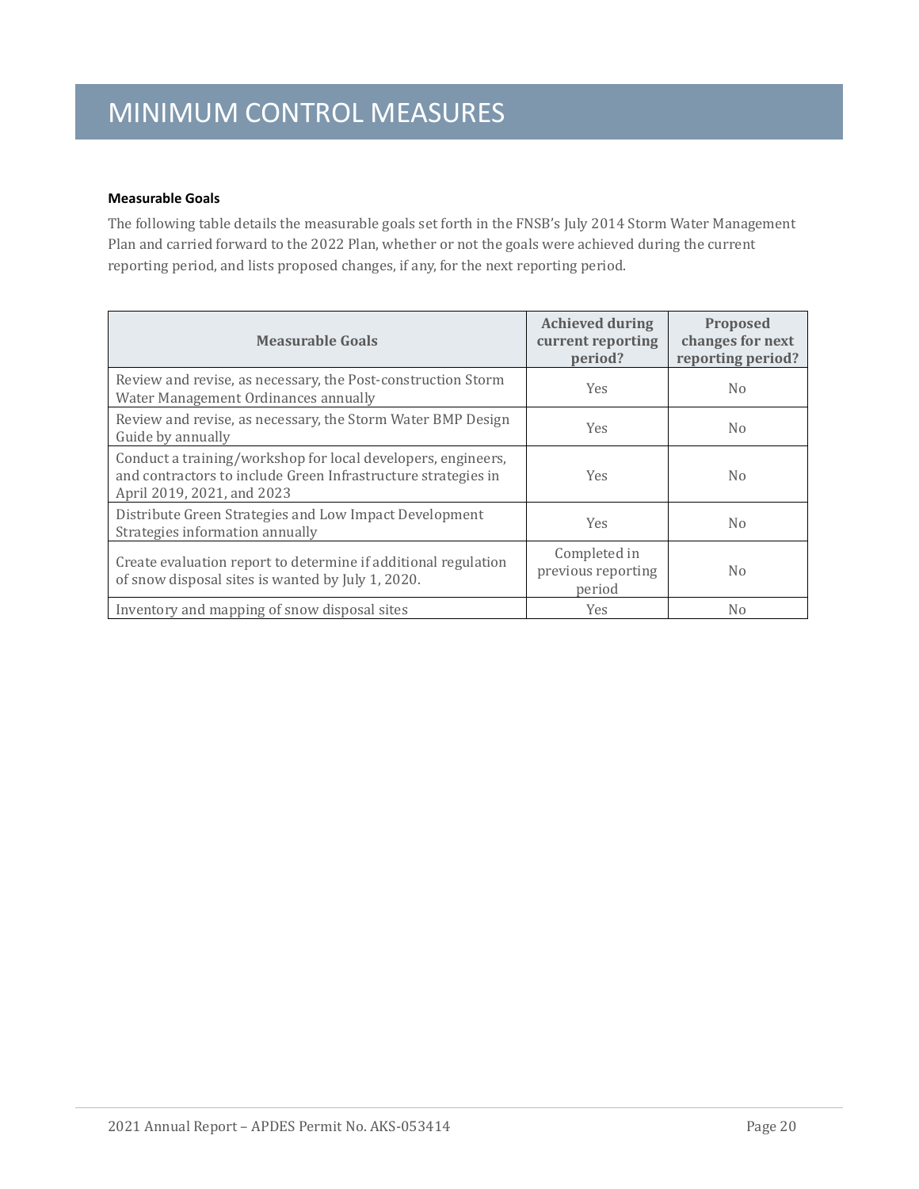# MINIMUM CONTROL MEASURES

**Measurable Goals**

The following table details the measurable goals set forth in the FNSB's July 2014 Storm Water Management Plan and carried forward to the 2022 Plan, whether or not the goals were achieved during the current reporting period, and lists proposed changes, if any, for the next reporting period.

| Measurable Goals | Achieved during current reporting period? | Proposed changes for next reporting period? |
|---|---|---|
| Review and revise, as necessary, the Post-construction Storm Water Management Ordinances annually | Yes | No |
| Review and revise, as necessary, the Storm Water BMP Design Guide by annually | Yes | No |
| Conduct a training/workshop for local developers, engineers, and contractors to include Green Infrastructure strategies in April 2019, 2021, and 2023 | Yes | No |
| Distribute Green Strategies and Low Impact Development Strategies information annually | Yes | No |
| Create evaluation report to determine if additional regulation of snow disposal sites is wanted by July 1, 2020. | Completed in previous reporting period | No |
| Inventory and mapping of snow disposal sites | Yes | No |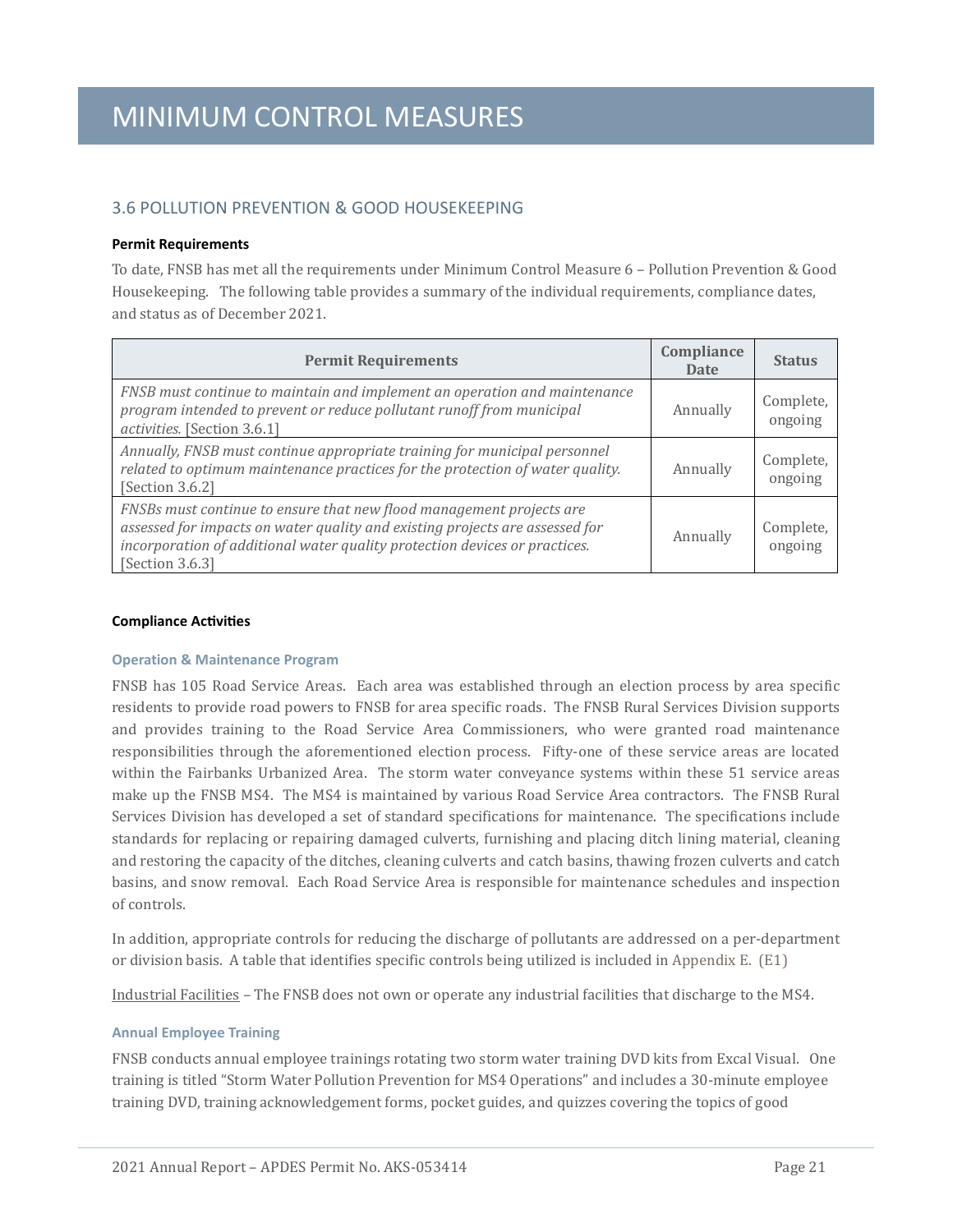# MINIMUM CONTROL MEASURES

## 3.6 POLLUTION PREVENTION & GOOD HOUSEKEEPING

**Permit Requirements**

To date, FNSB has met all the requirements under Minimum Control Measure 6 – Pollution Prevention & Good Housekeeping. The following table provides a summary of the individual requirements, compliance dates, and status as of December 2021.

| Permit Requirements | Compliance Date | Status |
|---|---|---|
| *FNSB must continue to maintain and implement an operation and maintenance program intended to prevent or reduce pollutant runoff from municipal activities.* [Section 3.6.1] | Annually | Complete, ongoing |
| *Annually, FNSB must continue appropriate training for municipal personnel related to optimum maintenance practices for the protection of water quality.* [Section 3.6.2] | Annually | Complete, ongoing |
| *FNSBs must continue to ensure that new flood management projects are assessed for impacts on water quality and existing projects are assessed for incorporation of additional water quality protection devices or practices.* [Section 3.6.3] | Annually | Complete, ongoing |

**Compliance Activities**

### Operation & Maintenance Program

FNSB has 105 Road Service Areas. Each area was established through an election process by area specific residents to provide road powers to FNSB for area specific roads. The FNSB Rural Services Division supports and provides training to the Road Service Area Commissioners, who were granted road maintenance responsibilities through the aforementioned election process. Fifty-one of these service areas are located within the Fairbanks Urbanized Area. The storm water conveyance systems within these 51 service areas make up the FNSB MS4. The MS4 is maintained by various Road Service Area contractors. The FNSB Rural Services Division has developed a set of standard specifications for maintenance. The specifications include standards for replacing or repairing damaged culverts, furnishing and placing ditch lining material, cleaning and restoring the capacity of the ditches, cleaning culverts and catch basins, thawing frozen culverts and catch basins, and snow removal. Each Road Service Area is responsible for maintenance schedules and inspection of controls.

In addition, appropriate controls for reducing the discharge of pollutants are addressed on a per-department or division basis. A table that identifies specific controls being utilized is included in Appendix E. (E1)

<u>Industrial Facilities</u> – The FNSB does not own or operate any industrial facilities that discharge to the MS4.

### Annual Employee Training

FNSB conducts annual employee trainings rotating two storm water training DVD kits from Excal Visual. One training is titled "Storm Water Pollution Prevention for MS4 Operations" and includes a 30-minute employee training DVD, training acknowledgement forms, pocket guides, and quizzes covering the topics of good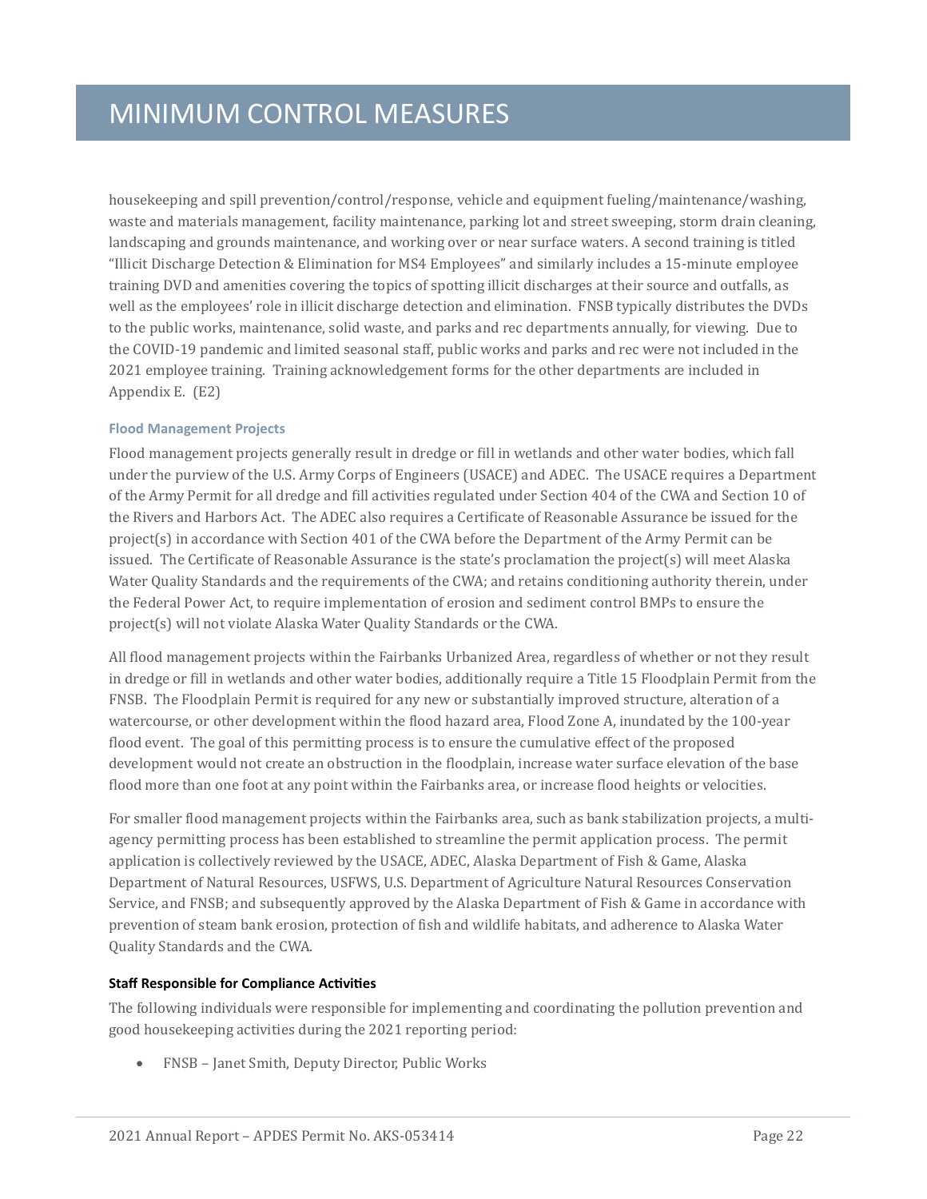# MINIMUM CONTROL MEASURES

housekeeping and spill prevention/control/response, vehicle and equipment fueling/maintenance/washing, waste and materials management, facility maintenance, parking lot and street sweeping, storm drain cleaning, landscaping and grounds maintenance, and working over or near surface waters. A second training is titled "Illicit Discharge Detection & Elimination for MS4 Employees" and similarly includes a 15-minute employee training DVD and amenities covering the topics of spotting illicit discharges at their source and outfalls, as well as the employees' role in illicit discharge detection and elimination. FNSB typically distributes the DVDs to the public works, maintenance, solid waste, and parks and rec departments annually, for viewing. Due to the COVID-19 pandemic and limited seasonal staff, public works and parks and rec were not included in the 2021 employee training. Training acknowledgement forms for the other departments are included in Appendix E. (E2)

### Flood Management Projects

Flood management projects generally result in dredge or fill in wetlands and other water bodies, which fall under the purview of the U.S. Army Corps of Engineers (USACE) and ADEC. The USACE requires a Department of the Army Permit for all dredge and fill activities regulated under Section 404 of the CWA and Section 10 of the Rivers and Harbors Act. The ADEC also requires a Certificate of Reasonable Assurance be issued for the project(s) in accordance with Section 401 of the CWA before the Department of the Army Permit can be issued. The Certificate of Reasonable Assurance is the state's proclamation the project(s) will meet Alaska Water Quality Standards and the requirements of the CWA; and retains conditioning authority therein, under the Federal Power Act, to require implementation of erosion and sediment control BMPs to ensure the project(s) will not violate Alaska Water Quality Standards or the CWA.

All flood management projects within the Fairbanks Urbanized Area, regardless of whether or not they result in dredge or fill in wetlands and other water bodies, additionally require a Title 15 Floodplain Permit from the FNSB. The Floodplain Permit is required for any new or substantially improved structure, alteration of a watercourse, or other development within the flood hazard area, Flood Zone A, inundated by the 100-year flood event. The goal of this permitting process is to ensure the cumulative effect of the proposed development would not create an obstruction in the floodplain, increase water surface elevation of the base flood more than one foot at any point within the Fairbanks area, or increase flood heights or velocities.

For smaller flood management projects within the Fairbanks area, such as bank stabilization projects, a multi-agency permitting process has been established to streamline the permit application process. The permit application is collectively reviewed by the USACE, ADEC, Alaska Department of Fish & Game, Alaska Department of Natural Resources, USFWS, U.S. Department of Agriculture Natural Resources Conservation Service, and FNSB; and subsequently approved by the Alaska Department of Fish & Game in accordance with prevention of steam bank erosion, protection of fish and wildlife habitats, and adherence to Alaska Water Quality Standards and the CWA.

### Staff Responsible for Compliance Activities

The following individuals were responsible for implementing and coordinating the pollution prevention and good housekeeping activities during the 2021 reporting period:

- FNSB – Janet Smith, Deputy Director, Public Works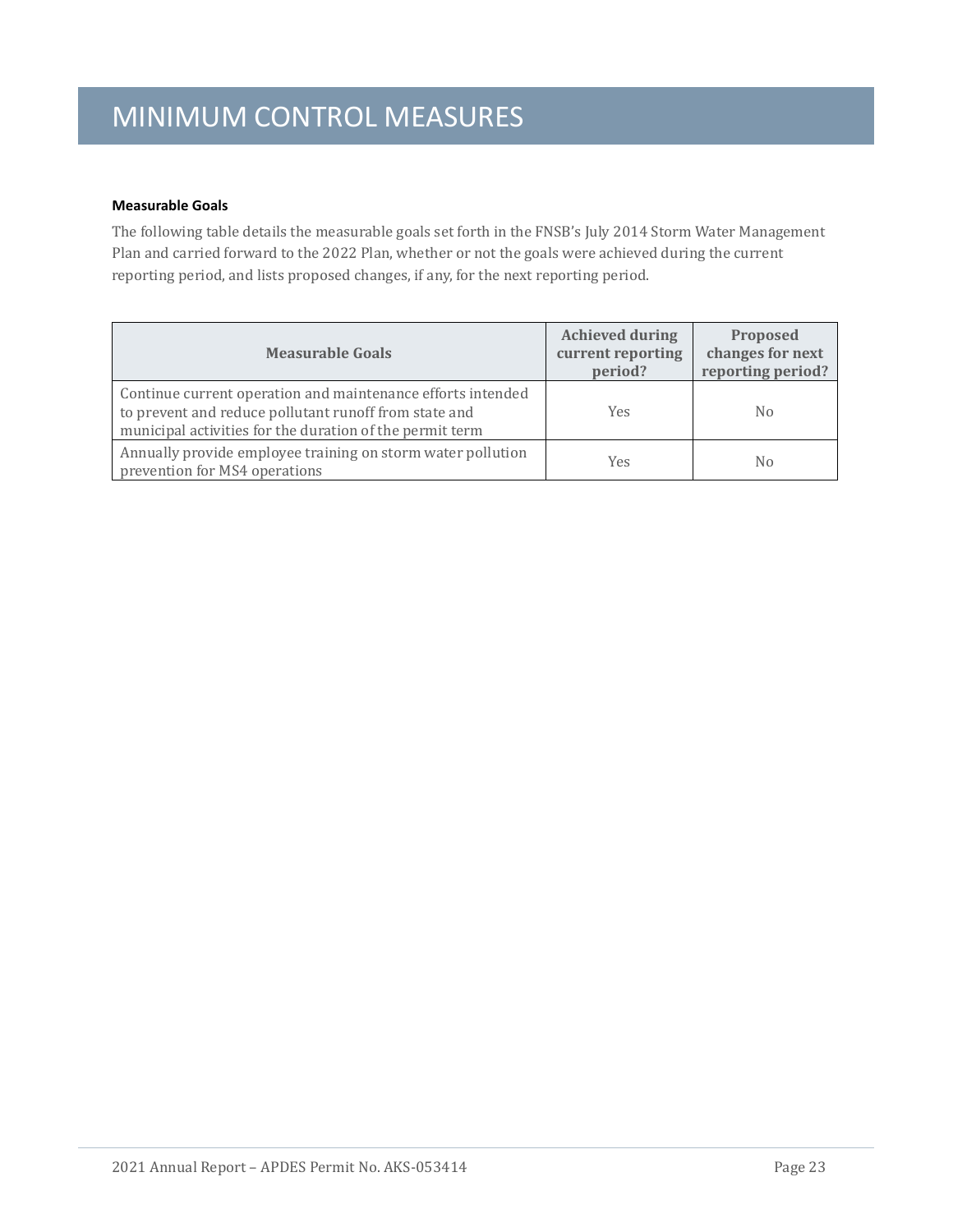# MINIMUM CONTROL MEASURES

**Measurable Goals**

The following table details the measurable goals set forth in the FNSB's July 2014 Storm Water Management Plan and carried forward to the 2022 Plan, whether or not the goals were achieved during the current reporting period, and lists proposed changes, if any, for the next reporting period.

| Measurable Goals | Achieved during current reporting period? | Proposed changes for next reporting period? |
|---|---|---|
| Continue current operation and maintenance efforts intended to prevent and reduce pollutant runoff from state and municipal activities for the duration of the permit term | Yes | No |
| Annually provide employee training on storm water pollution prevention for MS4 operations | Yes | No |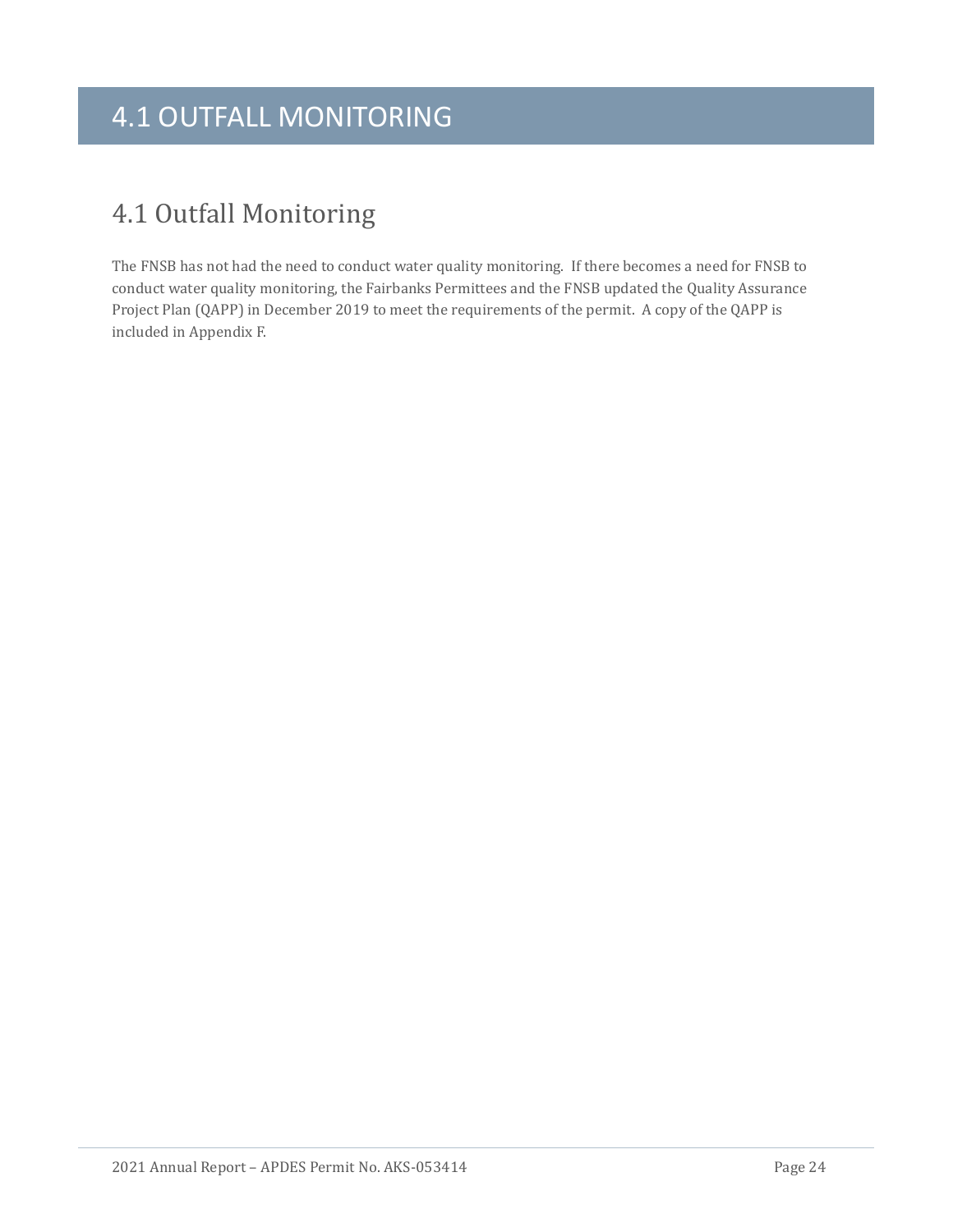# 4.1 OUTFALL MONITORING

## 4.1 Outfall Monitoring

The FNSB has not had the need to conduct water quality monitoring. If there becomes a need for FNSB to conduct water quality monitoring, the Fairbanks Permittees and the FNSB updated the Quality Assurance Project Plan (QAPP) in December 2019 to meet the requirements of the permit. A copy of the QAPP is included in Appendix F.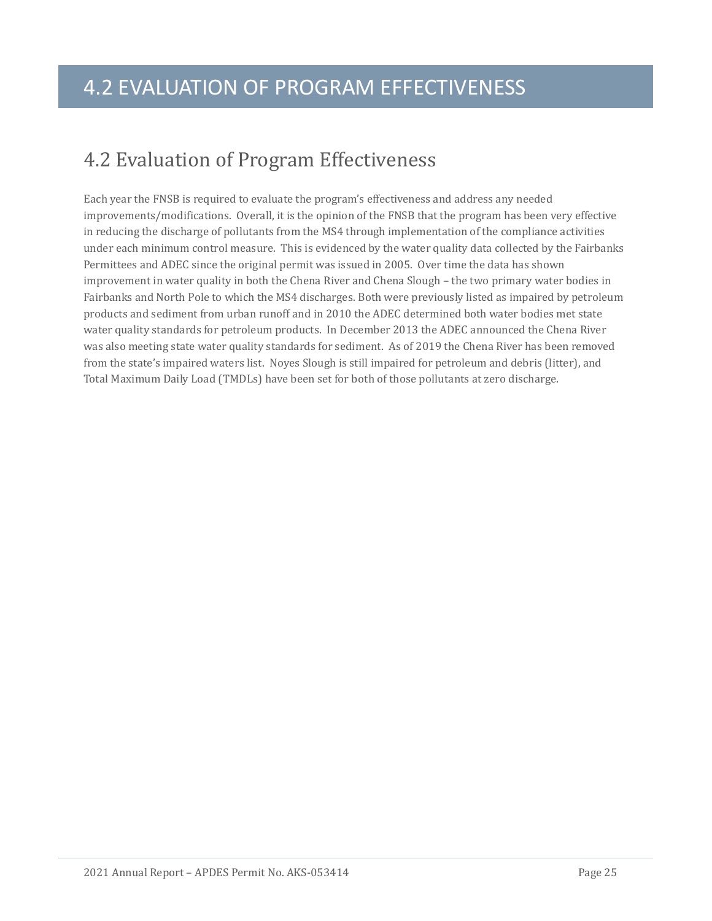# 4.2 EVALUATION OF PROGRAM EFFECTIVENESS

## 4.2 Evaluation of Program Effectiveness

Each year the FNSB is required to evaluate the program's effectiveness and address any needed improvements/modifications. Overall, it is the opinion of the FNSB that the program has been very effective in reducing the discharge of pollutants from the MS4 through implementation of the compliance activities under each minimum control measure. This is evidenced by the water quality data collected by the Fairbanks Permittees and ADEC since the original permit was issued in 2005. Over time the data has shown improvement in water quality in both the Chena River and Chena Slough – the two primary water bodies in Fairbanks and North Pole to which the MS4 discharges. Both were previously listed as impaired by petroleum products and sediment from urban runoff and in 2010 the ADEC determined both water bodies met state water quality standards for petroleum products. In December 2013 the ADEC announced the Chena River was also meeting state water quality standards for sediment. As of 2019 the Chena River has been removed from the state's impaired waters list. Noyes Slough is still impaired for petroleum and debris (litter), and Total Maximum Daily Load (TMDLs) have been set for both of those pollutants at zero discharge.